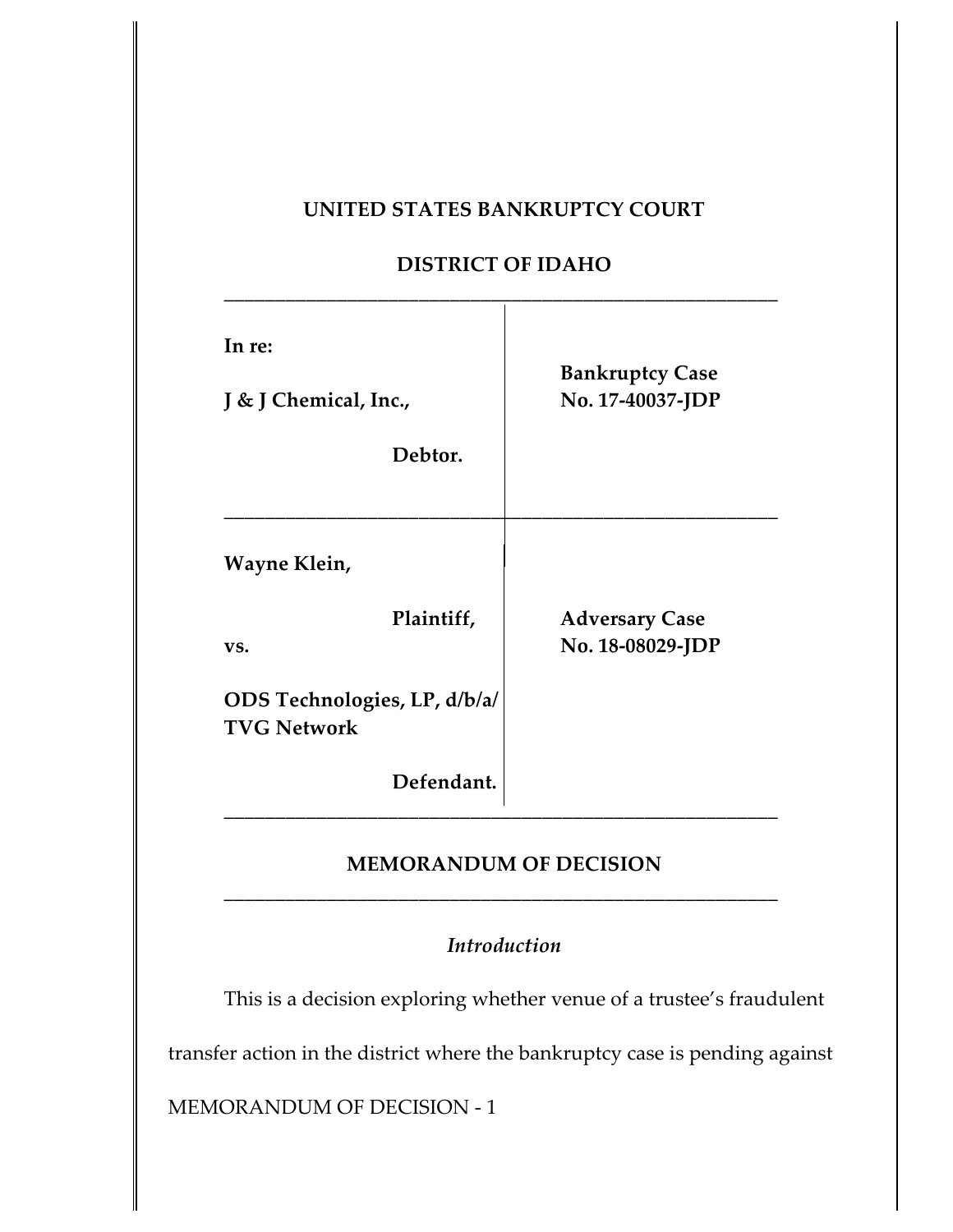# UNITED STATES BANKRUPTCY COURT

# DISTRICT OF IDAHO

| | |
|---|---|
| **In re:**<br><br>**J & J Chemical, Inc.,**<br><br>**Debtor.** | **Bankruptcy Case No. 17-40037-JDP** |
| **Wayne Klein,**<br><br>**Plaintiff,**<br><br>**vs.**<br><br>**ODS Technologies, LP, d/b/a/ TVG Network**<br><br>**Defendant.** | **Adversary Case No. 18-08029-JDP** |

## MEMORANDUM OF DECISION

### *Introduction*

This is a decision exploring whether venue of a trustee's fraudulent transfer action in the district where the bankruptcy case is pending against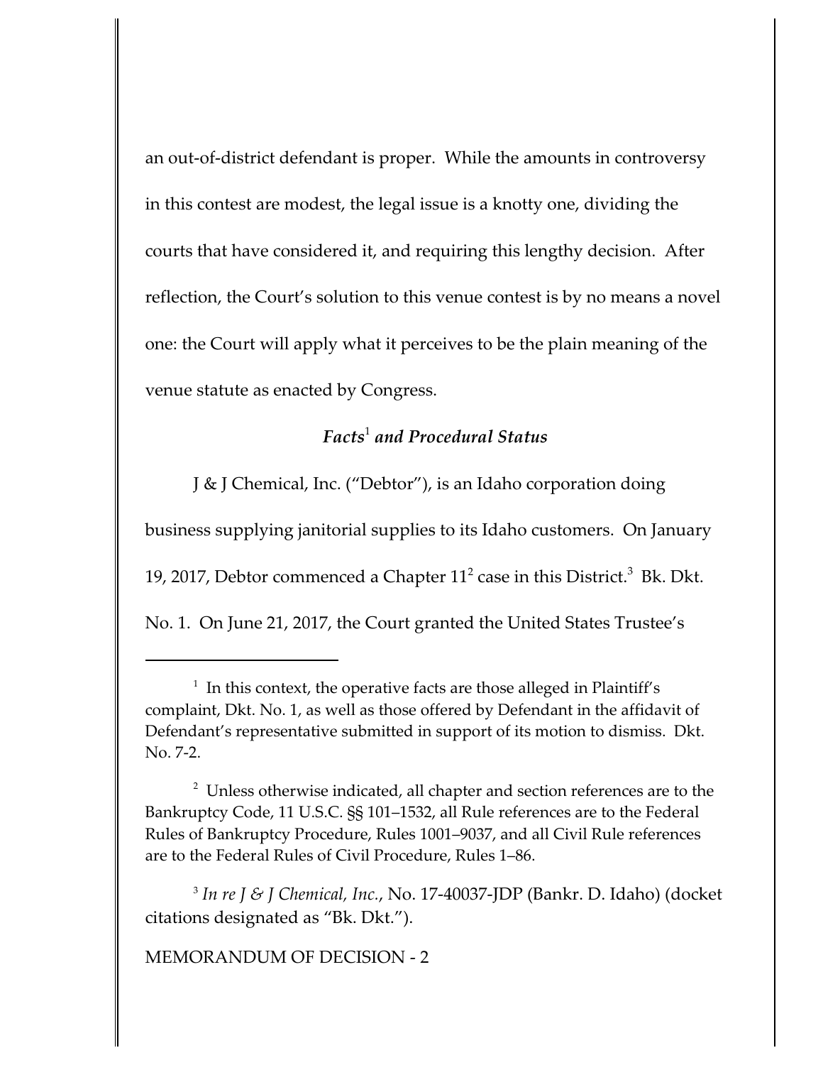an out-of-district defendant is proper. While the amounts in controversy in this contest are modest, the legal issue is a knotty one, dividing the courts that have considered it, and requiring this lengthy decision. After reflection, the Court's solution to this venue contest is by no means a novel one: the Court will apply what it perceives to be the plain meaning of the venue statute as enacted by Congress.

### *Facts*[1] *and Procedural Status*

J & J Chemical, Inc. ("Debtor"), is an Idaho corporation doing business supplying janitorial supplies to its Idaho customers. On January 19, 2017, Debtor commenced a Chapter 11[2] case in this District.[3] Bk. Dkt. No. 1. On June 21, 2017, the Court granted the United States Trustee's

---

[1] In this context, the operative facts are those alleged in Plaintiff's complaint, Dkt. No. 1, as well as those offered by Defendant in the affidavit of Defendant's representative submitted in support of its motion to dismiss. Dkt. No. 7-2.

[2] Unless otherwise indicated, all chapter and section references are to the Bankruptcy Code, 11 U.S.C. §§ 101–1532, all Rule references are to the Federal Rules of Bankruptcy Procedure, Rules 1001–9037, and all Civil Rule references are to the Federal Rules of Civil Procedure, Rules 1–86.

[3] *In re J & J Chemical, Inc.*, No. 17-40037-JDP (Bankr. D. Idaho) (docket citations designated as "Bk. Dkt.").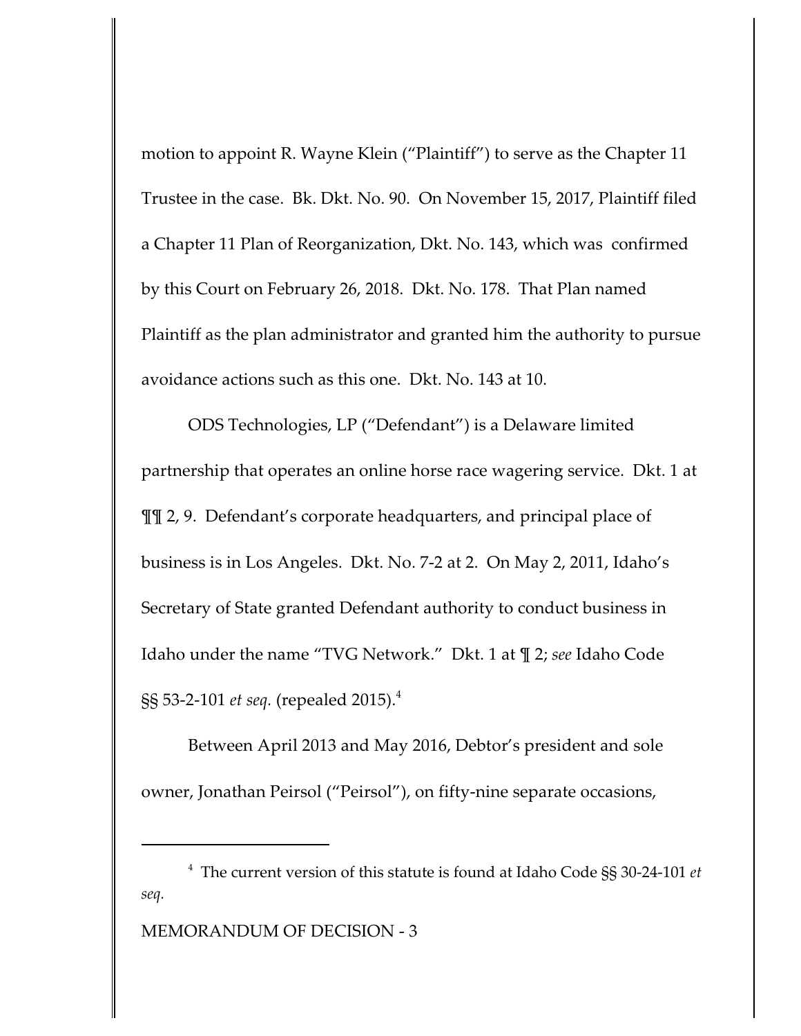motion to appoint R. Wayne Klein ("Plaintiff") to serve as the Chapter 11 Trustee in the case. Bk. Dkt. No. 90. On November 15, 2017, Plaintiff filed a Chapter 11 Plan of Reorganization, Dkt. No. 143, which was confirmed by this Court on February 26, 2018. Dkt. No. 178. That Plan named Plaintiff as the plan administrator and granted him the authority to pursue avoidance actions such as this one. Dkt. No. 143 at 10.

ODS Technologies, LP ("Defendant") is a Delaware limited partnership that operates an online horse race wagering service. Dkt. 1 at ¶¶ 2, 9. Defendant's corporate headquarters, and principal place of business is in Los Angeles. Dkt. No. 7-2 at 2. On May 2, 2011, Idaho's Secretary of State granted Defendant authority to conduct business in Idaho under the name "TVG Network." Dkt. 1 at ¶ 2; *see* Idaho Code §§ 53-2-101 *et seq.* (repealed 2015).[4]

Between April 2013 and May 2016, Debtor's president and sole owner, Jonathan Peirsol ("Peirsol"), on fifty-nine separate occasions,

[4] The current version of this statute is found at Idaho Code §§ 30-24-101 *et seq.*

MEMORANDUM OF DECISION - 3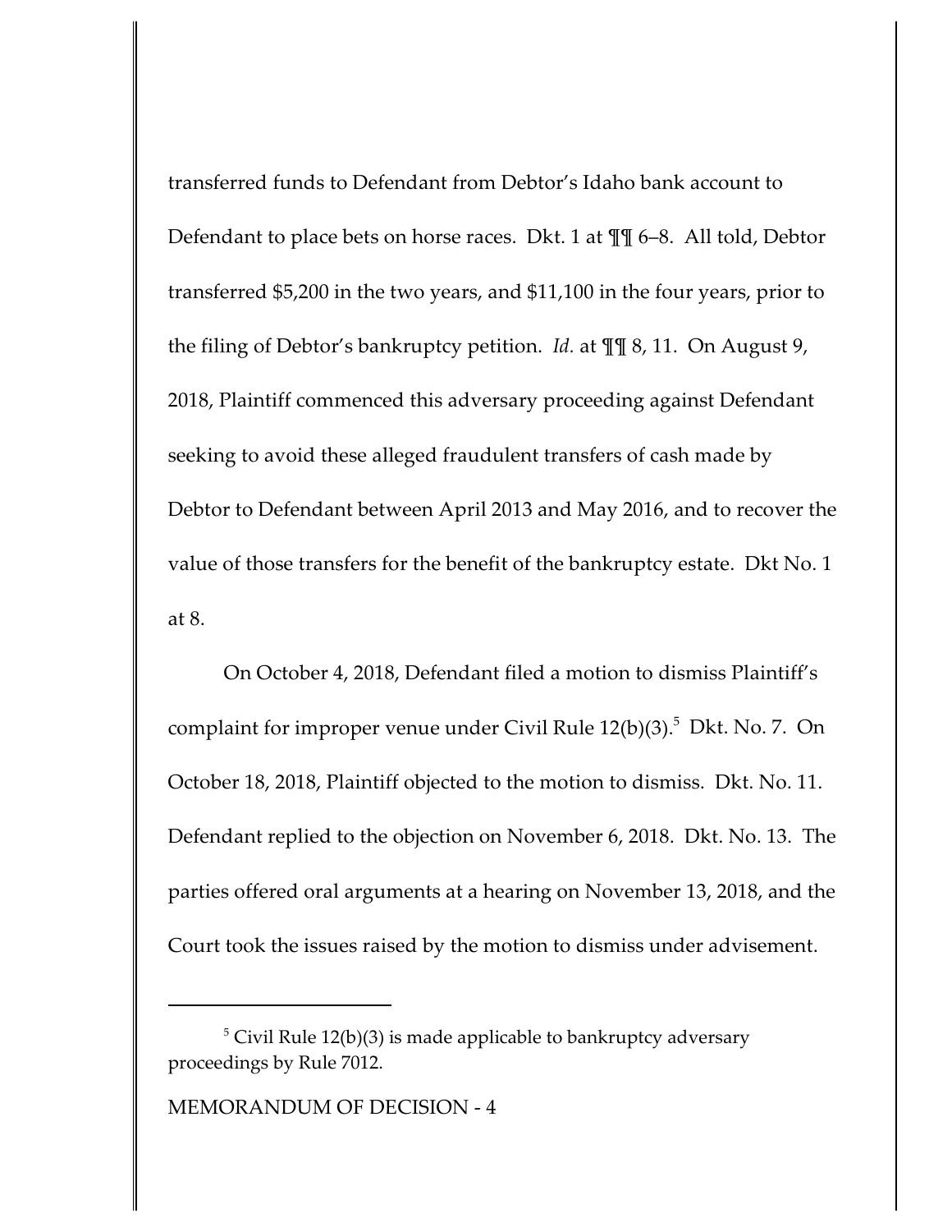transferred funds to Defendant from Debtor's Idaho bank account to Defendant to place bets on horse races. Dkt. 1 at ¶¶ 6–8. All told, Debtor transferred $5,200 in the two years, and $11,100 in the four years, prior to the filing of Debtor's bankruptcy petition. *Id.* at ¶¶ 8, 11. On August 9, 2018, Plaintiff commenced this adversary proceeding against Defendant seeking to avoid these alleged fraudulent transfers of cash made by Debtor to Defendant between April 2013 and May 2016, and to recover the value of those transfers for the benefit of the bankruptcy estate. Dkt No. 1 at 8.

On October 4, 2018, Defendant filed a motion to dismiss Plaintiff's complaint for improper venue under Civil Rule 12(b)(3).[5] Dkt. No. 7. On October 18, 2018, Plaintiff objected to the motion to dismiss. Dkt. No. 11. Defendant replied to the objection on November 6, 2018. Dkt. No. 13. The parties offered oral arguments at a hearing on November 13, 2018, and the Court took the issues raised by the motion to dismiss under advisement.

---

[5] Civil Rule 12(b)(3) is made applicable to bankruptcy adversary proceedings by Rule 7012.

MEMORANDUM OF DECISION - 4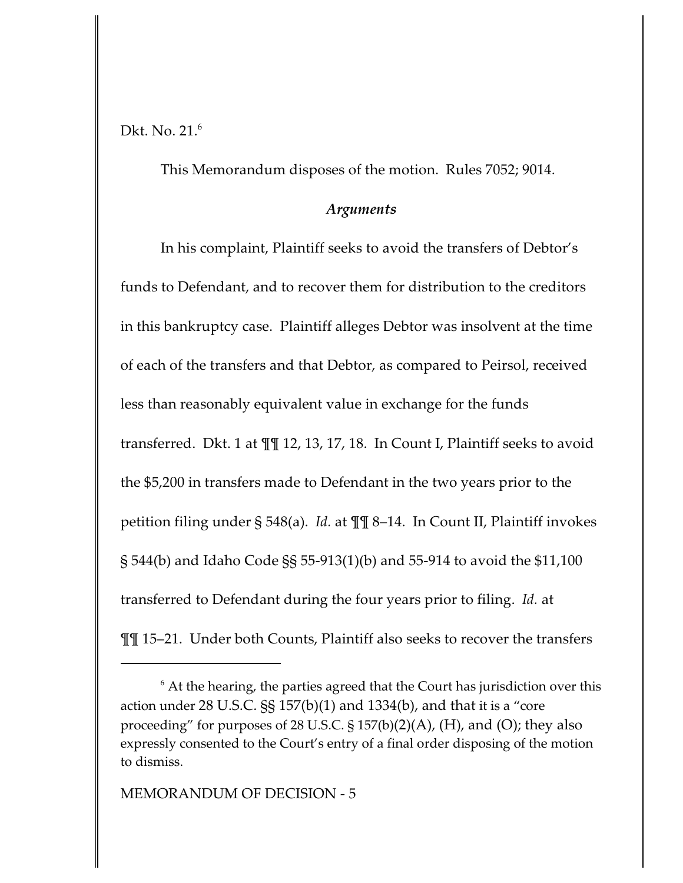Dkt. No. 21.[6]

This Memorandum disposes of the motion. Rules 7052; 9014.

### *Arguments*

In his complaint, Plaintiff seeks to avoid the transfers of Debtor's funds to Defendant, and to recover them for distribution to the creditors in this bankruptcy case. Plaintiff alleges Debtor was insolvent at the time of each of the transfers and that Debtor, as compared to Peirsol, received less than reasonably equivalent value in exchange for the funds transferred. Dkt. 1 at ¶¶ 12, 13, 17, 18. In Count I, Plaintiff seeks to avoid the $5,200 in transfers made to Defendant in the two years prior to the petition filing under § 548(a). *Id.* at ¶¶ 8–14. In Count II, Plaintiff invokes § 544(b) and Idaho Code §§ 55-913(1)(b) and 55-914 to avoid the $11,100 transferred to Defendant during the four years prior to filing. *Id.* at ¶¶ 15–21. Under both Counts, Plaintiff also seeks to recover the transfers

---

[6] At the hearing, the parties agreed that the Court has jurisdiction over this action under 28 U.S.C. §§ 157(b)(1) and 1334(b), and that it is a "core proceeding" for purposes of 28 U.S.C. § 157(b)(2)(A), (H), and (O); they also expressly consented to the Court's entry of a final order disposing of the motion to dismiss.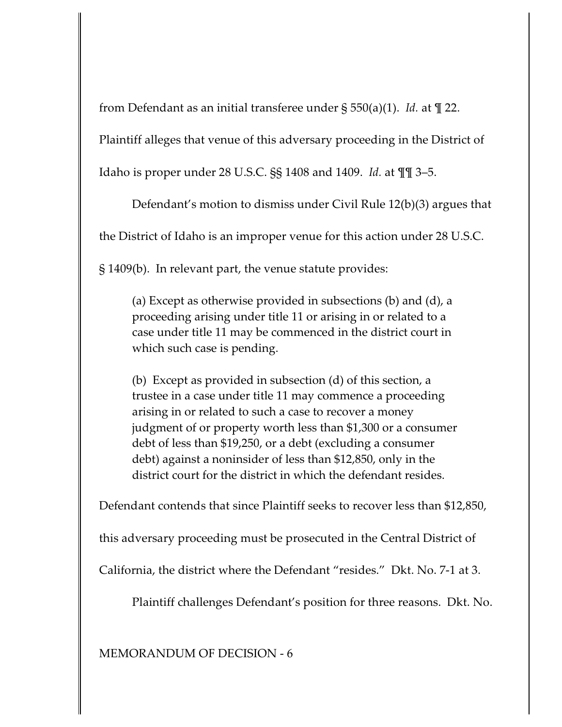from Defendant as an initial transferee under § 550(a)(1). *Id.* at ¶ 22. Plaintiff alleges that venue of this adversary proceeding in the District of Idaho is proper under 28 U.S.C. §§ 1408 and 1409. *Id.* at ¶¶ 3–5.

Defendant's motion to dismiss under Civil Rule 12(b)(3) argues that the District of Idaho is an improper venue for this action under 28 U.S.C. § 1409(b). In relevant part, the venue statute provides:

> (a) Except as otherwise provided in subsections (b) and (d), a proceeding arising under title 11 or arising in or related to a case under title 11 may be commenced in the district court in which such case is pending.
>
> (b) Except as provided in subsection (d) of this section, a trustee in a case under title 11 may commence a proceeding arising in or related to such a case to recover a money judgment of or property worth less than $1,300 or a consumer debt of less than $19,250, or a debt (excluding a consumer debt) against a noninsider of less than $12,850, only in the district court for the district in which the defendant resides.

Defendant contends that since Plaintiff seeks to recover less than $12,850, this adversary proceeding must be prosecuted in the Central District of California, the district where the Defendant "resides." Dkt. No. 7-1 at 3.

Plaintiff challenges Defendant's position for three reasons. Dkt. No.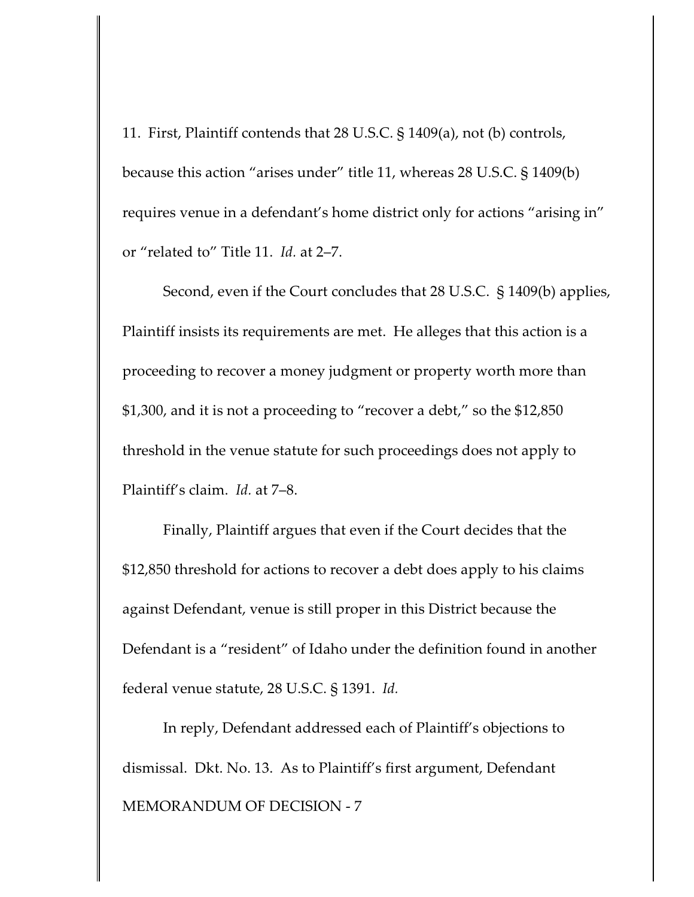11. First, Plaintiff contends that 28 U.S.C. § 1409(a), not (b) controls, because this action "arises under" title 11, whereas 28 U.S.C. § 1409(b) requires venue in a defendant's home district only for actions "arising in" or "related to" Title 11. *Id.* at 2–7.

Second, even if the Court concludes that 28 U.S.C. § 1409(b) applies, Plaintiff insists its requirements are met. He alleges that this action is a proceeding to recover a money judgment or property worth more than $1,300, and it is not a proceeding to "recover a debt," so the $12,850 threshold in the venue statute for such proceedings does not apply to Plaintiff's claim. *Id.* at 7–8.

Finally, Plaintiff argues that even if the Court decides that the $12,850 threshold for actions to recover a debt does apply to his claims against Defendant, venue is still proper in this District because the Defendant is a "resident" of Idaho under the definition found in another federal venue statute, 28 U.S.C. § 1391. *Id.*

In reply, Defendant addressed each of Plaintiff's objections to dismissal. Dkt. No. 13. As to Plaintiff's first argument, Defendant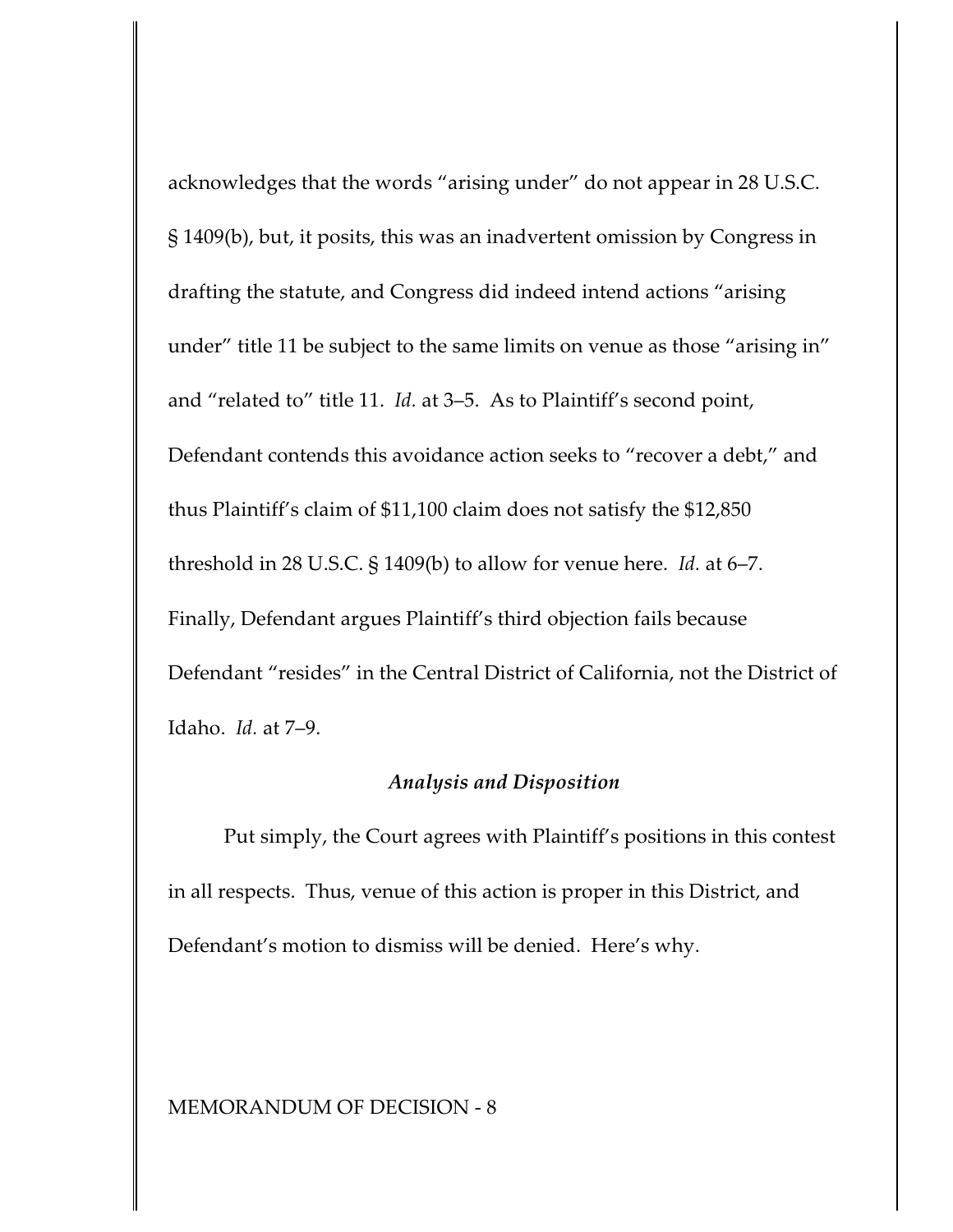acknowledges that the words "arising under" do not appear in 28 U.S.C. § 1409(b), but, it posits, this was an inadvertent omission by Congress in drafting the statute, and Congress did indeed intend actions "arising under" title 11 be subject to the same limits on venue as those "arising in" and "related to" title 11. *Id.* at 3–5. As to Plaintiff's second point, Defendant contends this avoidance action seeks to "recover a debt," and thus Plaintiff's claim of $11,100 claim does not satisfy the $12,850 threshold in 28 U.S.C. § 1409(b) to allow for venue here. *Id.* at 6–7. Finally, Defendant argues Plaintiff's third objection fails because Defendant "resides" in the Central District of California, not the District of Idaho. *Id.* at 7–9.

### *Analysis and Disposition*

Put simply, the Court agrees with Plaintiff's positions in this contest in all respects. Thus, venue of this action is proper in this District, and Defendant's motion to dismiss will be denied. Here's why.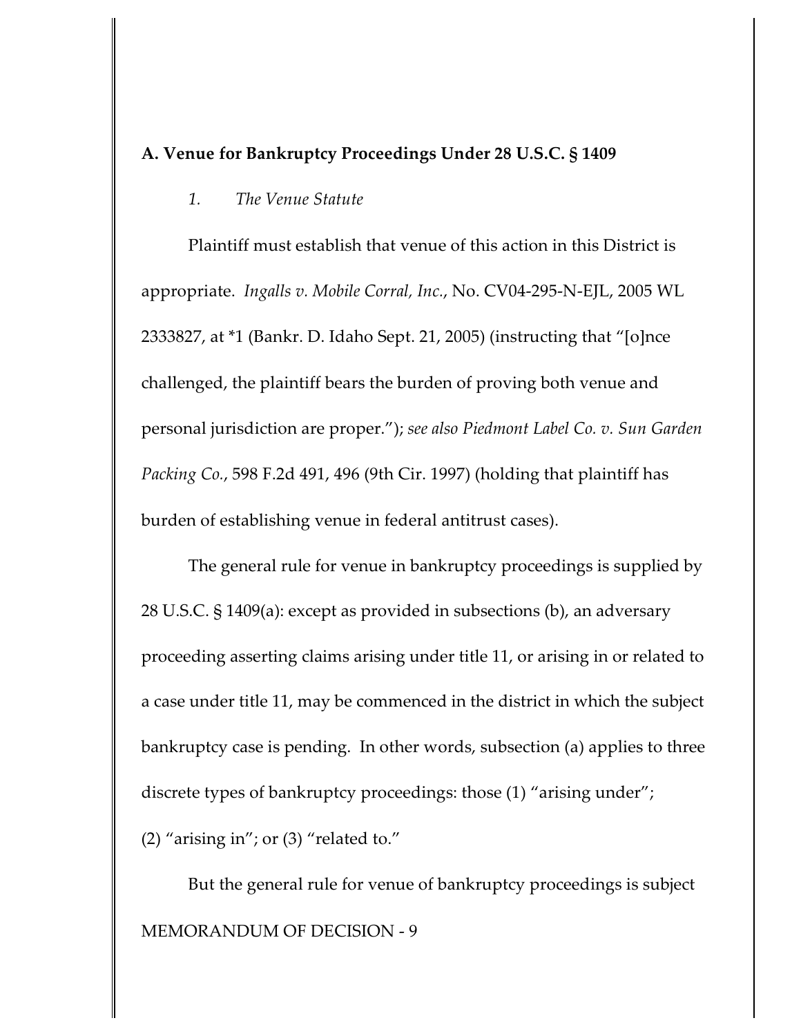**A. Venue for Bankruptcy Proceedings Under 28 U.S.C. § 1409**

*1. The Venue Statute*

Plaintiff must establish that venue of this action in this District is appropriate. *Ingalls v. Mobile Corral, Inc.*, No. CV04-295-N-EJL, 2005 WL 2333827, at *1 (Bankr. D. Idaho Sept. 21, 2005) (instructing that "[o]nce challenged, the plaintiff bears the burden of proving both venue and personal jurisdiction are proper."); *see also Piedmont Label Co. v. Sun Garden Packing Co.*, 598 F.2d 491, 496 (9th Cir. 1997) (holding that plaintiff has burden of establishing venue in federal antitrust cases).

The general rule for venue in bankruptcy proceedings is supplied by 28 U.S.C. § 1409(a): except as provided in subsections (b), an adversary proceeding asserting claims arising under title 11, or arising in or related to a case under title 11, may be commenced in the district in which the subject bankruptcy case is pending. In other words, subsection (a) applies to three discrete types of bankruptcy proceedings: those (1) "arising under"; (2) "arising in"; or (3) "related to."

But the general rule for venue of bankruptcy proceedings is subject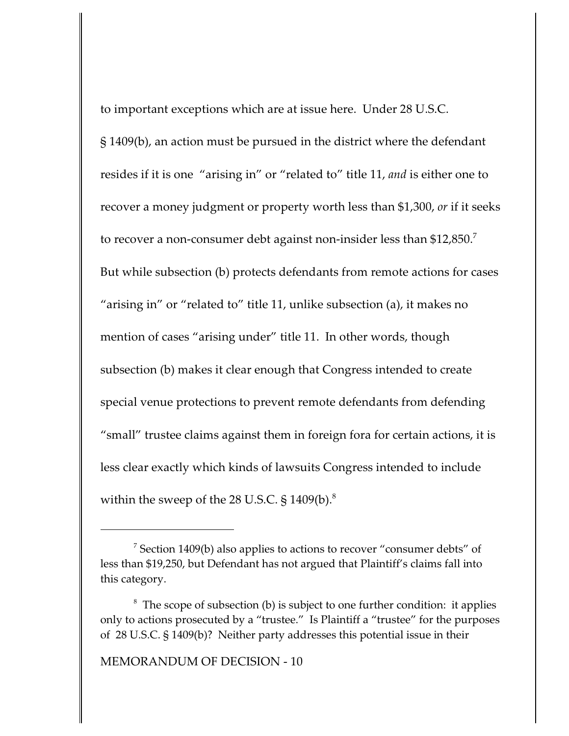to important exceptions which are at issue here. Under 28 U.S.C. § 1409(b), an action must be pursued in the district where the defendant resides if it is one "arising in" or "related to" title 11, *and* is either one to recover a money judgment or property worth less than $1,300, *or* if it seeks to recover a non-consumer debt against non-insider less than $12,850.[7] But while subsection (b) protects defendants from remote actions for cases "arising in" or "related to" title 11, unlike subsection (a), it makes no mention of cases "arising under" title 11. In other words, though subsection (b) makes it clear enough that Congress intended to create special venue protections to prevent remote defendants from defending "small" trustee claims against them in foreign fora for certain actions, it is less clear exactly which kinds of lawsuits Congress intended to include within the sweep of the 28 U.S.C. § 1409(b).[8]

---

[7] Section 1409(b) also applies to actions to recover "consumer debts" of less than $19,250, but Defendant has not argued that Plaintiff's claims fall into this category.

[8] The scope of subsection (b) is subject to one further condition: it applies only to actions prosecuted by a "trustee." Is Plaintiff a "trustee" for the purposes of 28 U.S.C. § 1409(b)? Neither party addresses this potential issue in their

MEMORANDUM OF DECISION - 10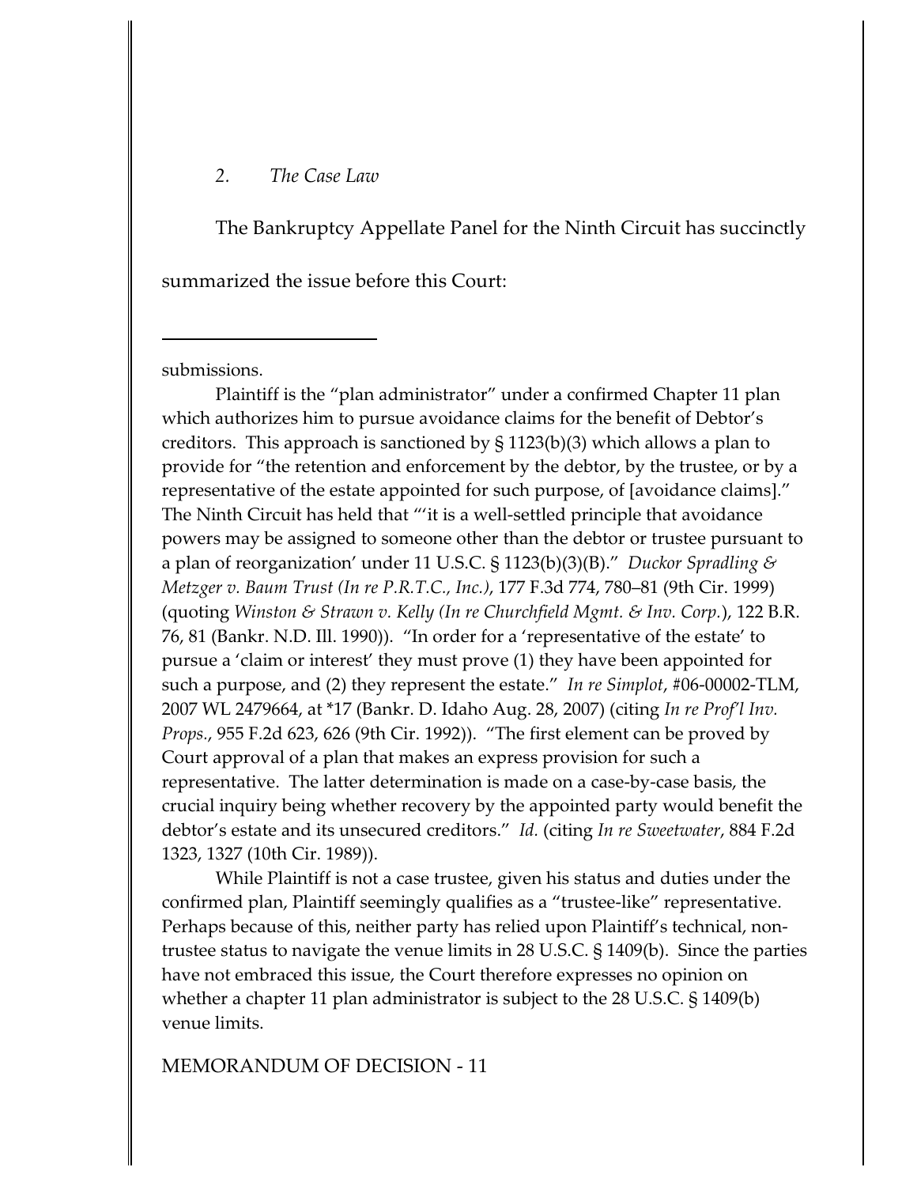*2. The Case Law*

The Bankruptcy Appellate Panel for the Ninth Circuit has succinctly summarized the issue before this Court:

---

submissions.

Plaintiff is the "plan administrator" under a confirmed Chapter 11 plan which authorizes him to pursue avoidance claims for the benefit of Debtor's creditors. This approach is sanctioned by § 1123(b)(3) which allows a plan to provide for "the retention and enforcement by the debtor, by the trustee, or by a representative of the estate appointed for such purpose, of [avoidance claims]." The Ninth Circuit has held that "'it is a well-settled principle that avoidance powers may be assigned to someone other than the debtor or trustee pursuant to a plan of reorganization' under 11 U.S.C. § 1123(b)(3)(B)." *Duckor Spradling & Metzger v. Baum Trust (In re P.R.T.C., Inc.)*, 177 F.3d 774, 780–81 (9th Cir. 1999) (quoting *Winston & Strawn v. Kelly (In re Churchfield Mgmt. & Inv. Corp.*), 122 B.R. 76, 81 (Bankr. N.D. Ill. 1990)). "In order for a 'representative of the estate' to pursue a 'claim or interest' they must prove (1) they have been appointed for such a purpose, and (2) they represent the estate." *In re Simplot*, #06-00002-TLM, 2007 WL 2479664, at *17 (Bankr. D. Idaho Aug. 28, 2007) (citing *In re Prof'l Inv. Props.*, 955 F.2d 623, 626 (9th Cir. 1992)). "The first element can be proved by Court approval of a plan that makes an express provision for such a representative. The latter determination is made on a case-by-case basis, the crucial inquiry being whether recovery by the appointed party would benefit the debtor's estate and its unsecured creditors." *Id.* (citing *In re Sweetwater*, 884 F.2d 1323, 1327 (10th Cir. 1989)).

While Plaintiff is not a case trustee, given his status and duties under the confirmed plan, Plaintiff seemingly qualifies as a "trustee-like" representative. Perhaps because of this, neither party has relied upon Plaintiff's technical, non-trustee status to navigate the venue limits in 28 U.S.C. § 1409(b). Since the parties have not embraced this issue, the Court therefore expresses no opinion on whether a chapter 11 plan administrator is subject to the 28 U.S.C. § 1409(b) venue limits.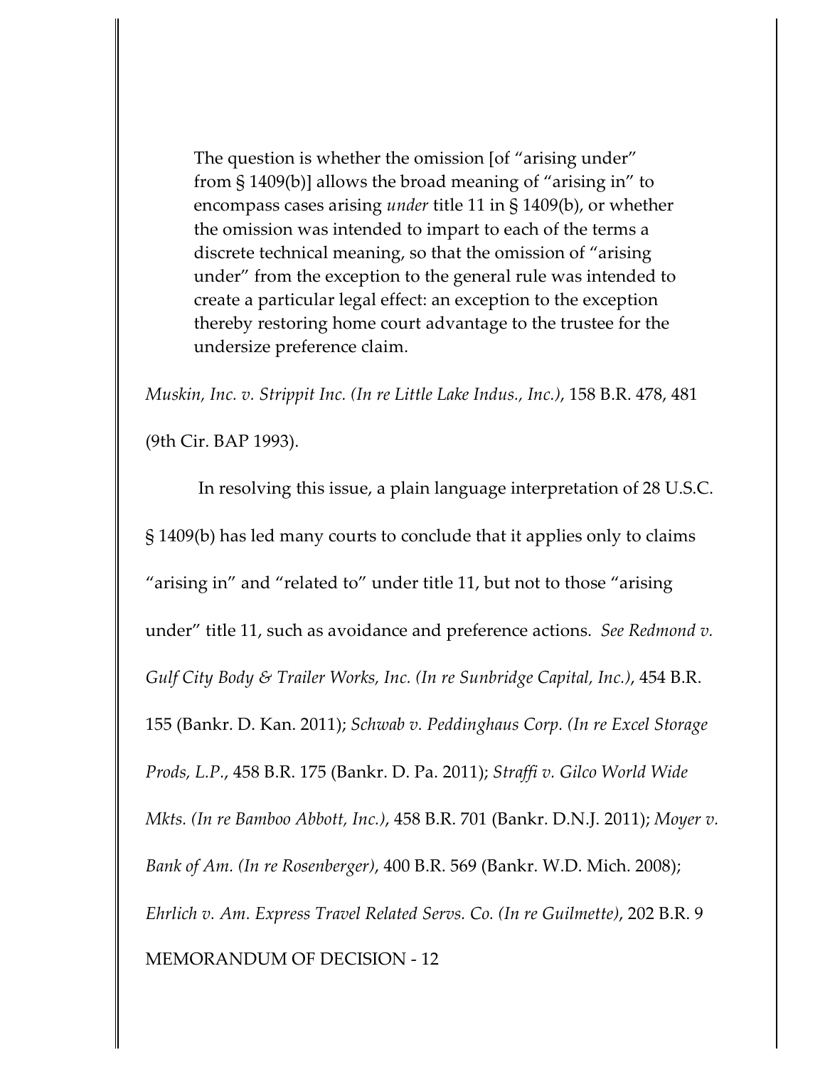> The question is whether the omission [of "arising under" from § 1409(b)] allows the broad meaning of "arising in" to encompass cases arising *under* title 11 in § 1409(b), or whether the omission was intended to impart to each of the terms a discrete technical meaning, so that the omission of "arising under" from the exception to the general rule was intended to create a particular legal effect: an exception to the exception thereby restoring home court advantage to the trustee for the undersize preference claim.

*Muskin, Inc. v. Strippit Inc. (In re Little Lake Indus., Inc.)*, 158 B.R. 478, 481 (9th Cir. BAP 1993).

In resolving this issue, a plain language interpretation of 28 U.S.C. § 1409(b) has led many courts to conclude that it applies only to claims "arising in" and "related to" under title 11, but not to those "arising under" title 11, such as avoidance and preference actions. *See Redmond v. Gulf City Body & Trailer Works, Inc. (In re Sunbridge Capital, Inc.)*, 454 B.R. 155 (Bankr. D. Kan. 2011); *Schwab v. Peddinghaus Corp. (In re Excel Storage Prods, L.P.*, 458 B.R. 175 (Bankr. D. Pa. 2011); *Straffi v. Gilco World Wide Mkts. (In re Bamboo Abbott, Inc.)*, 458 B.R. 701 (Bankr. D.N.J. 2011); *Moyer v. Bank of Am. (In re Rosenberger)*, 400 B.R. 569 (Bankr. W.D. Mich. 2008); *Ehrlich v. Am. Express Travel Related Servs. Co. (In re Guilmette)*, 202 B.R. 9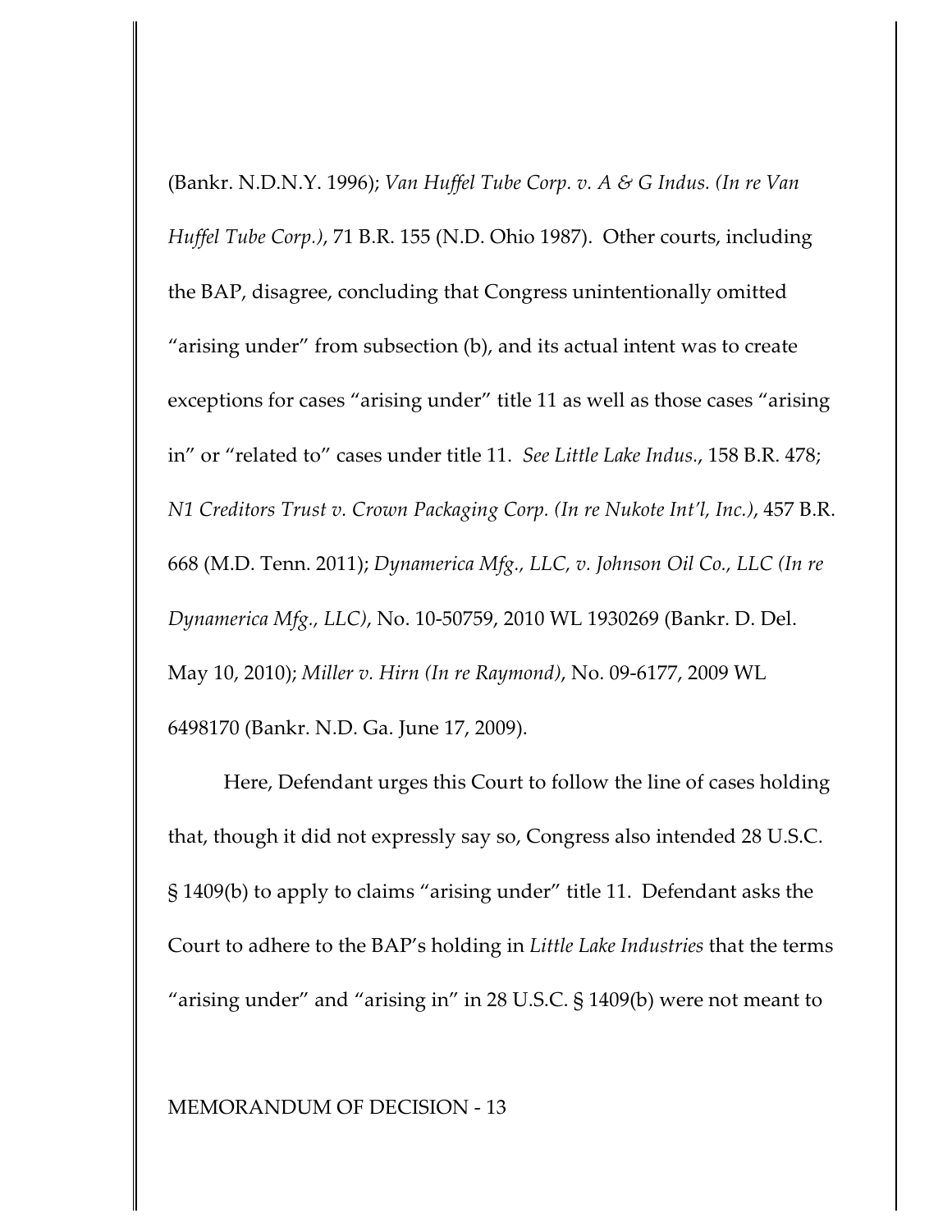(Bankr. N.D.N.Y. 1996); *Van Huffel Tube Corp. v. A & G Indus. (In re Van Huffel Tube Corp.)*, 71 B.R. 155 (N.D. Ohio 1987). Other courts, including the BAP, disagree, concluding that Congress unintentionally omitted "arising under" from subsection (b), and its actual intent was to create exceptions for cases "arising under" title 11 as well as those cases "arising in" or "related to" cases under title 11. *See Little Lake Indus.*, 158 B.R. 478; *N1 Creditors Trust v. Crown Packaging Corp. (In re Nukote Int'l, Inc.)*, 457 B.R. 668 (M.D. Tenn. 2011); *Dynamerica Mfg., LLC, v. Johnson Oil Co., LLC (In re Dynamerica Mfg., LLC)*, No. 10-50759, 2010 WL 1930269 (Bankr. D. Del. May 10, 2010); *Miller v. Hirn (In re Raymond)*, No. 09-6177, 2009 WL 6498170 (Bankr. N.D. Ga. June 17, 2009).

Here, Defendant urges this Court to follow the line of cases holding that, though it did not expressly say so, Congress also intended 28 U.S.C. § 1409(b) to apply to claims "arising under" title 11. Defendant asks the Court to adhere to the BAP's holding in *Little Lake Industries* that the terms "arising under" and "arising in" in 28 U.S.C. § 1409(b) were not meant to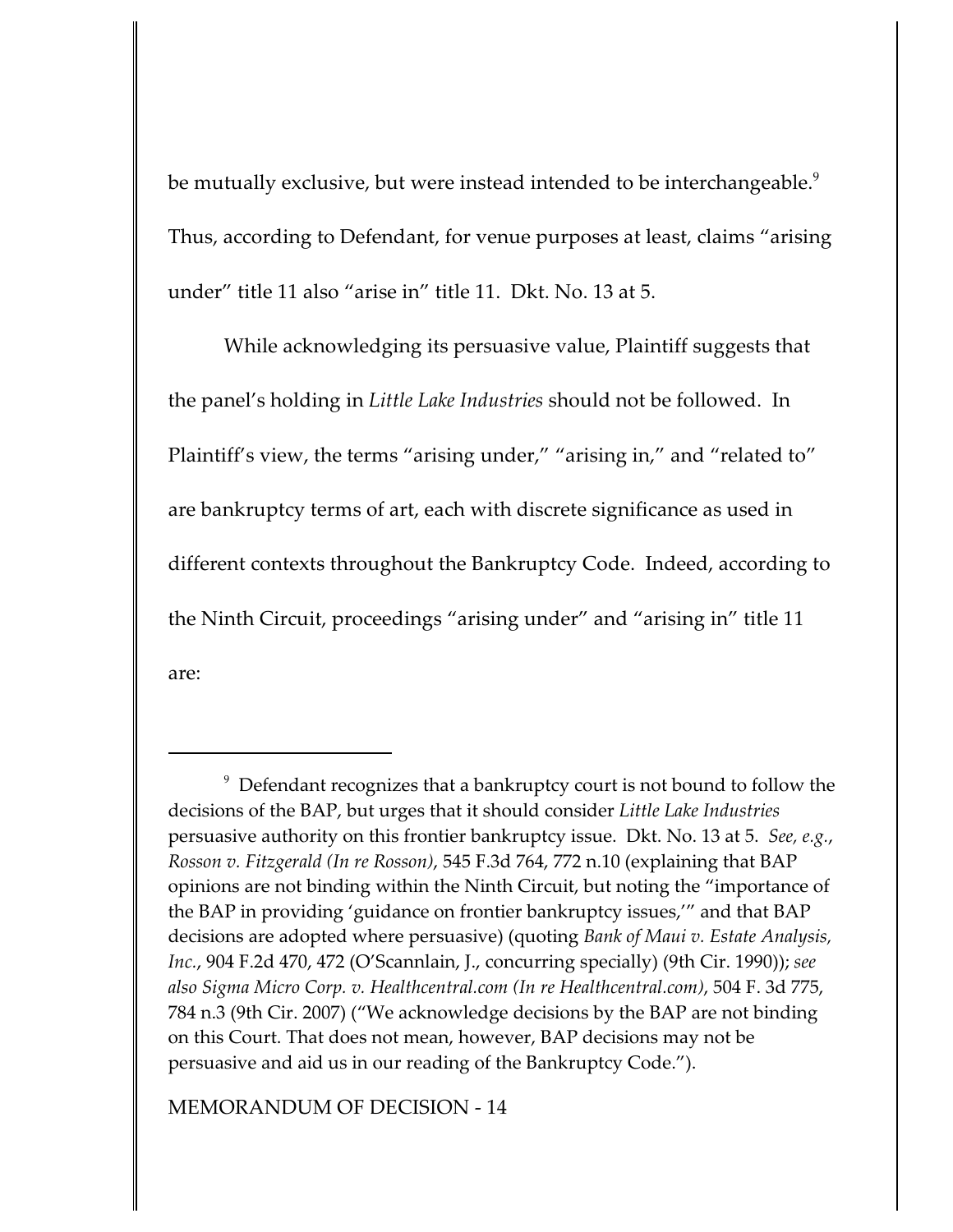be mutually exclusive, but were instead intended to be interchangeable.[9] Thus, according to Defendant, for venue purposes at least, claims "arising under" title 11 also "arise in" title 11. Dkt. No. 13 at 5.

While acknowledging its persuasive value, Plaintiff suggests that the panel's holding in *Little Lake Industries* should not be followed. In Plaintiff's view, the terms "arising under," "arising in," and "related to" are bankruptcy terms of art, each with discrete significance as used in different contexts throughout the Bankruptcy Code. Indeed, according to the Ninth Circuit, proceedings "arising under" and "arising in" title 11 are:

---

[9] Defendant recognizes that a bankruptcy court is not bound to follow the decisions of the BAP, but urges that it should consider *Little Lake Industries* persuasive authority on this frontier bankruptcy issue. Dkt. No. 13 at 5. *See, e.g.*, *Rosson v. Fitzgerald (In re Rosson)*, 545 F.3d 764, 772 n.10 (explaining that BAP opinions are not binding within the Ninth Circuit, but noting the "importance of the BAP in providing 'guidance on frontier bankruptcy issues,'" and that BAP decisions are adopted where persuasive) (quoting *Bank of Maui v. Estate Analysis, Inc.*, 904 F.2d 470, 472 (O'Scannlain, J., concurring specially) (9th Cir. 1990)); *see also Sigma Micro Corp. v. Healthcentral.com (In re Healthcentral.com)*, 504 F. 3d 775, 784 n.3 (9th Cir. 2007) ("We acknowledge decisions by the BAP are not binding on this Court. That does not mean, however, BAP decisions may not be persuasive and aid us in our reading of the Bankruptcy Code.").

MEMORANDUM OF DECISION - 14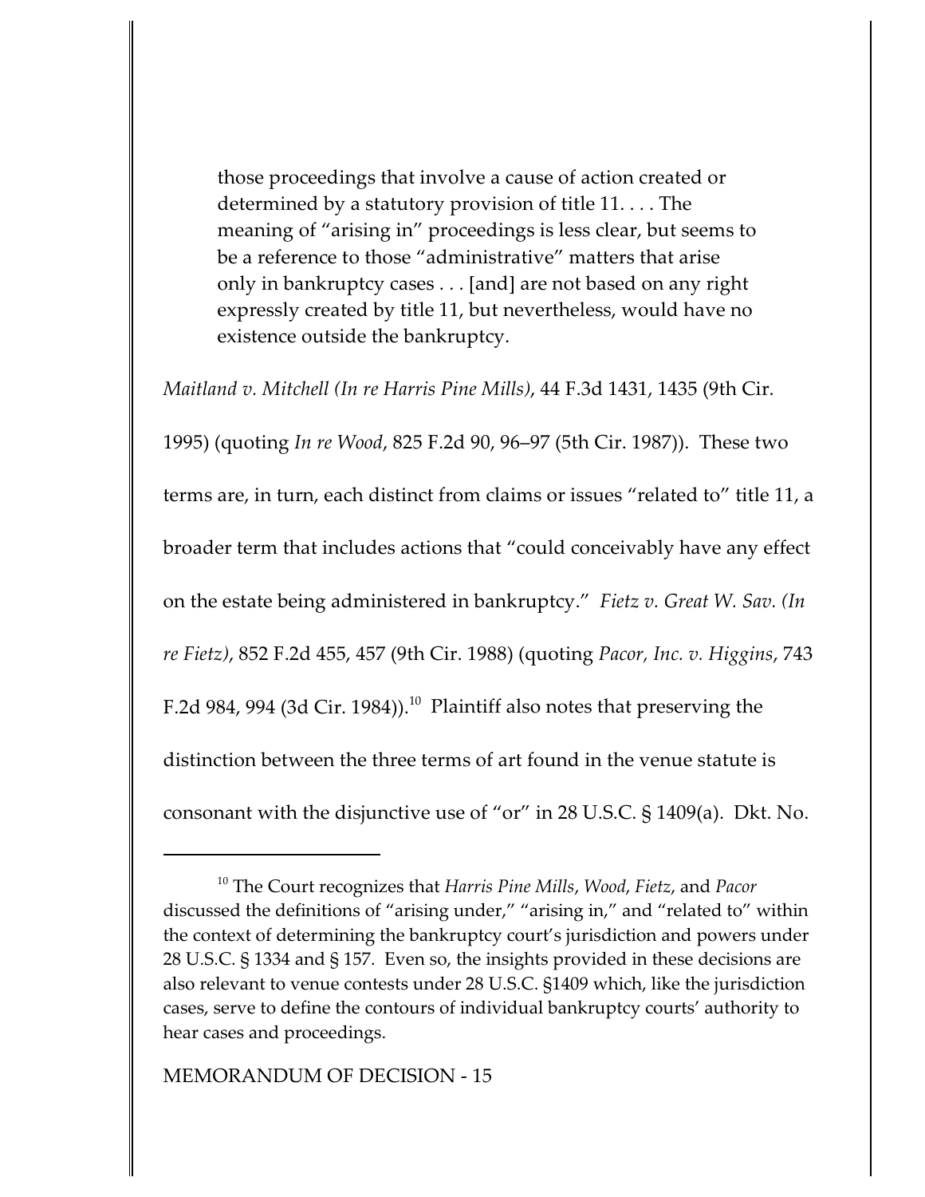> those proceedings that involve a cause of action created or determined by a statutory provision of title 11. . . . The meaning of "arising in" proceedings is less clear, but seems to be a reference to those "administrative" matters that arise only in bankruptcy cases . . . [and] are not based on any right expressly created by title 11, but nevertheless, would have no existence outside the bankruptcy.

*Maitland v. Mitchell (In re Harris Pine Mills)*, 44 F.3d 1431, 1435 (9th Cir. 1995) (quoting *In re Wood*, 825 F.2d 90, 96–97 (5th Cir. 1987)). These two terms are, in turn, each distinct from claims or issues "related to" title 11, a broader term that includes actions that "could conceivably have any effect on the estate being administered in bankruptcy." *Fietz v. Great W. Sav. (In re Fietz)*, 852 F.2d 455, 457 (9th Cir. 1988) (quoting *Pacor, Inc. v. Higgins*, 743 F.2d 984, 994 (3d Cir. 1984)).[10] Plaintiff also notes that preserving the distinction between the three terms of art found in the venue statute is consonant with the disjunctive use of "or" in 28 U.S.C. § 1409(a). Dkt. No.

---

[10] The Court recognizes that *Harris Pine Mills*, *Wood*, *Fietz*, and *Pacor* discussed the definitions of "arising under," "arising in," and "related to" within the context of determining the bankruptcy court's jurisdiction and powers under 28 U.S.C. § 1334 and § 157. Even so, the insights provided in these decisions are also relevant to venue contests under 28 U.S.C. §1409 which, like the jurisdiction cases, serve to define the contours of individual bankruptcy courts' authority to hear cases and proceedings.

MEMORANDUM OF DECISION - 15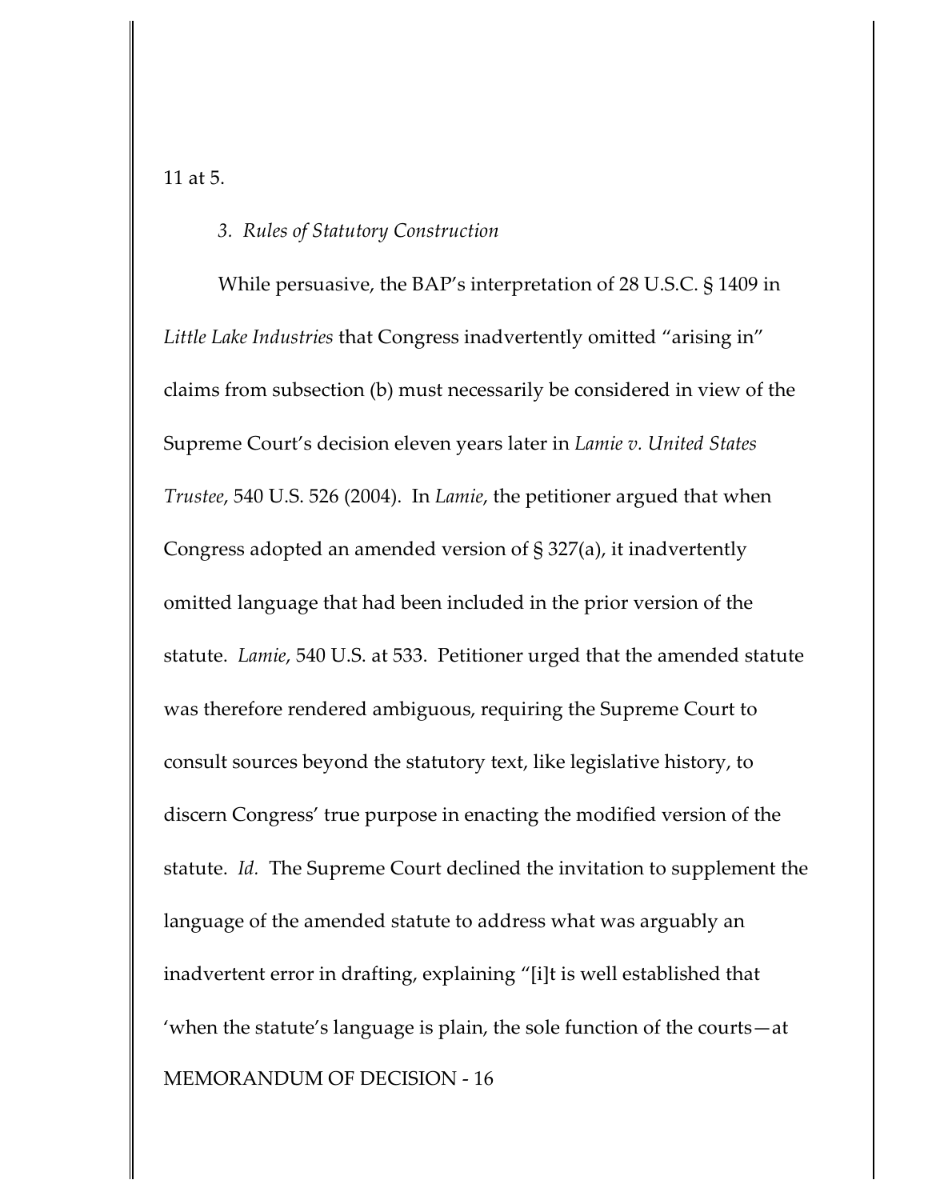11 at 5.

*3. Rules of Statutory Construction*

While persuasive, the BAP's interpretation of 28 U.S.C. § 1409 in *Little Lake Industries* that Congress inadvertently omitted "arising in" claims from subsection (b) must necessarily be considered in view of the Supreme Court's decision eleven years later in *Lamie v. United States Trustee*, 540 U.S. 526 (2004). In *Lamie*, the petitioner argued that when Congress adopted an amended version of § 327(a), it inadvertently omitted language that had been included in the prior version of the statute. *Lamie*, 540 U.S. at 533. Petitioner urged that the amended statute was therefore rendered ambiguous, requiring the Supreme Court to consult sources beyond the statutory text, like legislative history, to discern Congress' true purpose in enacting the modified version of the statute. *Id.* The Supreme Court declined the invitation to supplement the language of the amended statute to address what was arguably an inadvertent error in drafting, explaining "[i]t is well established that 'when the statute's language is plain, the sole function of the courts—at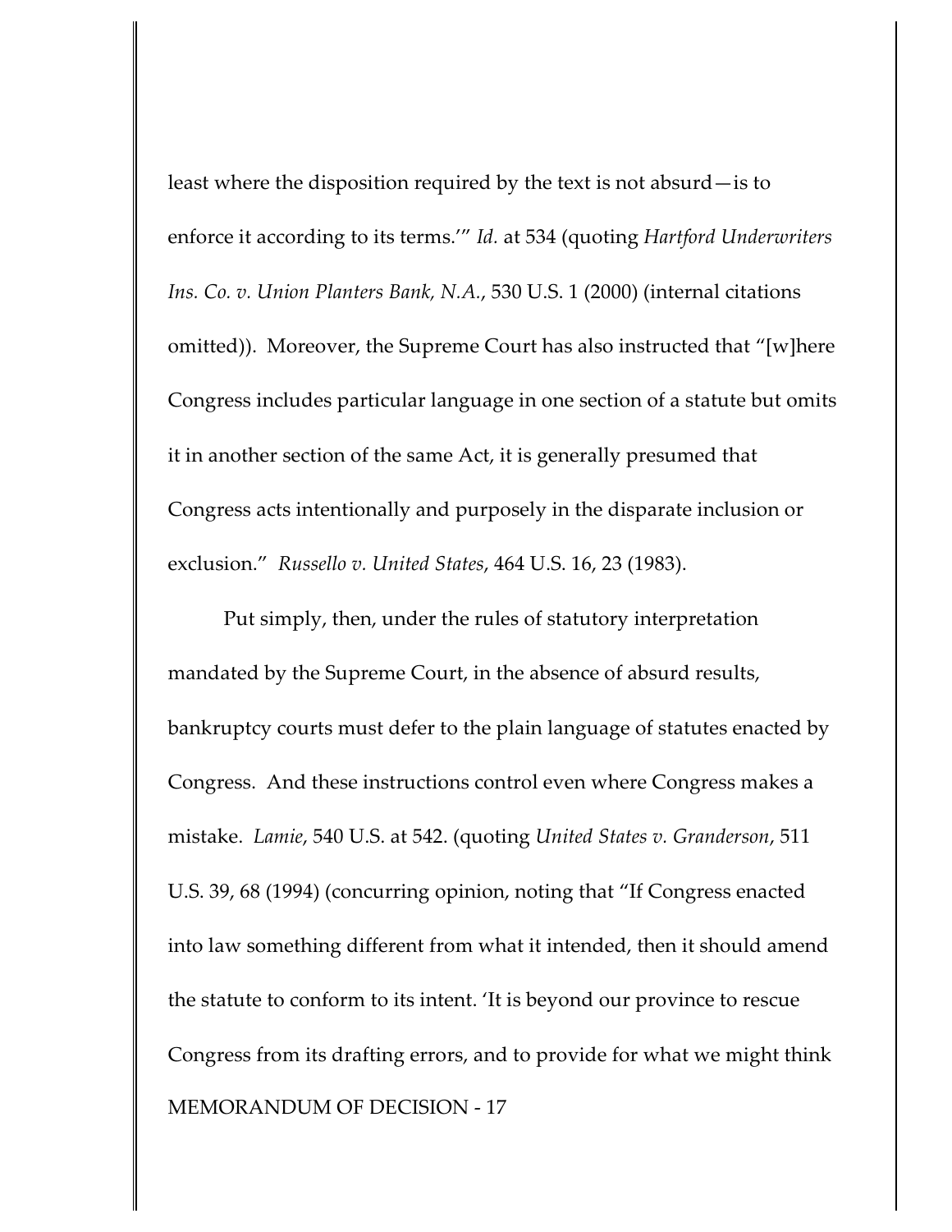least where the disposition required by the text is not absurd—is to enforce it according to its terms.'" *Id.* at 534 (quoting *Hartford Underwriters Ins. Co. v. Union Planters Bank, N.A.*, 530 U.S. 1 (2000) (internal citations omitted)). Moreover, the Supreme Court has also instructed that "[w]here Congress includes particular language in one section of a statute but omits it in another section of the same Act, it is generally presumed that Congress acts intentionally and purposely in the disparate inclusion or exclusion." *Russello v. United States*, 464 U.S. 16, 23 (1983).

Put simply, then, under the rules of statutory interpretation mandated by the Supreme Court, in the absence of absurd results, bankruptcy courts must defer to the plain language of statutes enacted by Congress. And these instructions control even where Congress makes a mistake. *Lamie*, 540 U.S. at 542. (quoting *United States v. Granderson*, 511 U.S. 39, 68 (1994) (concurring opinion, noting that "If Congress enacted into law something different from what it intended, then it should amend the statute to conform to its intent. 'It is beyond our province to rescue Congress from its drafting errors, and to provide for what we might think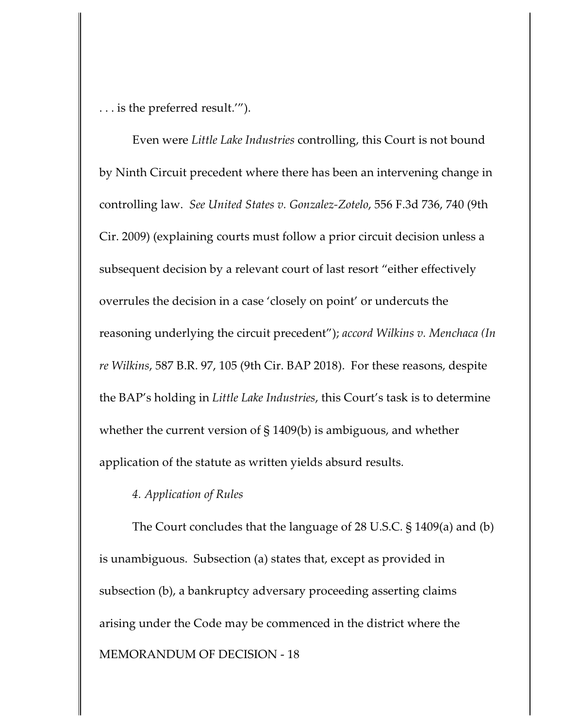. . . is the preferred result.'").

Even were *Little Lake Industries* controlling, this Court is not bound by Ninth Circuit precedent where there has been an intervening change in controlling law. *See United States v. Gonzalez-Zotelo*, 556 F.3d 736, 740 (9th Cir. 2009) (explaining courts must follow a prior circuit decision unless a subsequent decision by a relevant court of last resort "either effectively overrules the decision in a case 'closely on point' or undercuts the reasoning underlying the circuit precedent"); *accord Wilkins v. Menchaca (In re Wilkins*, 587 B.R. 97, 105 (9th Cir. BAP 2018). For these reasons, despite the BAP's holding in *Little Lake Industries*, this Court's task is to determine whether the current version of § 1409(b) is ambiguous, and whether application of the statute as written yields absurd results.

*4. Application of Rules*

The Court concludes that the language of 28 U.S.C. § 1409(a) and (b) is unambiguous. Subsection (a) states that, except as provided in subsection (b), a bankruptcy adversary proceeding asserting claims arising under the Code may be commenced in the district where the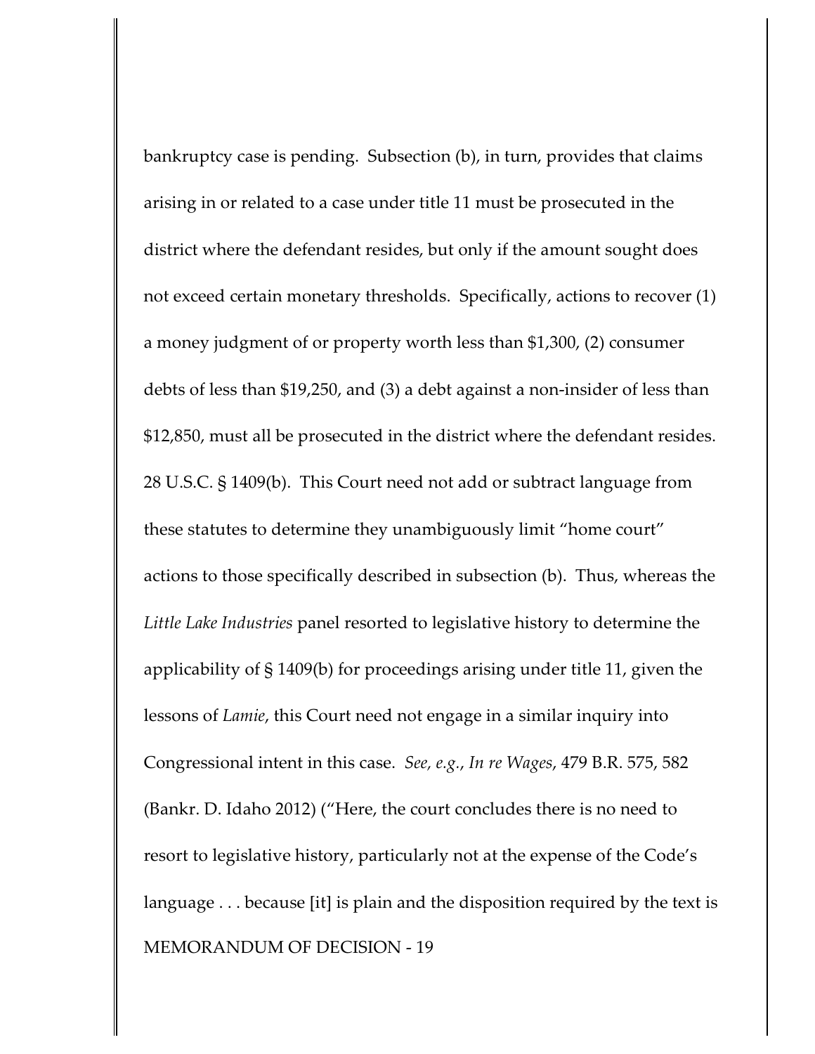bankruptcy case is pending. Subsection (b), in turn, provides that claims arising in or related to a case under title 11 must be prosecuted in the district where the defendant resides, but only if the amount sought does not exceed certain monetary thresholds. Specifically, actions to recover (1) a money judgment of or property worth less than $1,300, (2) consumer debts of less than $19,250, and (3) a debt against a non-insider of less than $12,850, must all be prosecuted in the district where the defendant resides. 28 U.S.C. § 1409(b). This Court need not add or subtract language from these statutes to determine they unambiguously limit "home court" actions to those specifically described in subsection (b). Thus, whereas the *Little Lake Industries* panel resorted to legislative history to determine the applicability of § 1409(b) for proceedings arising under title 11, given the lessons of *Lamie*, this Court need not engage in a similar inquiry into Congressional intent in this case. *See, e.g.*, *In re Wages*, 479 B.R. 575, 582 (Bankr. D. Idaho 2012) ("Here, the court concludes there is no need to resort to legislative history, particularly not at the expense of the Code's language . . . because [it] is plain and the disposition required by the text is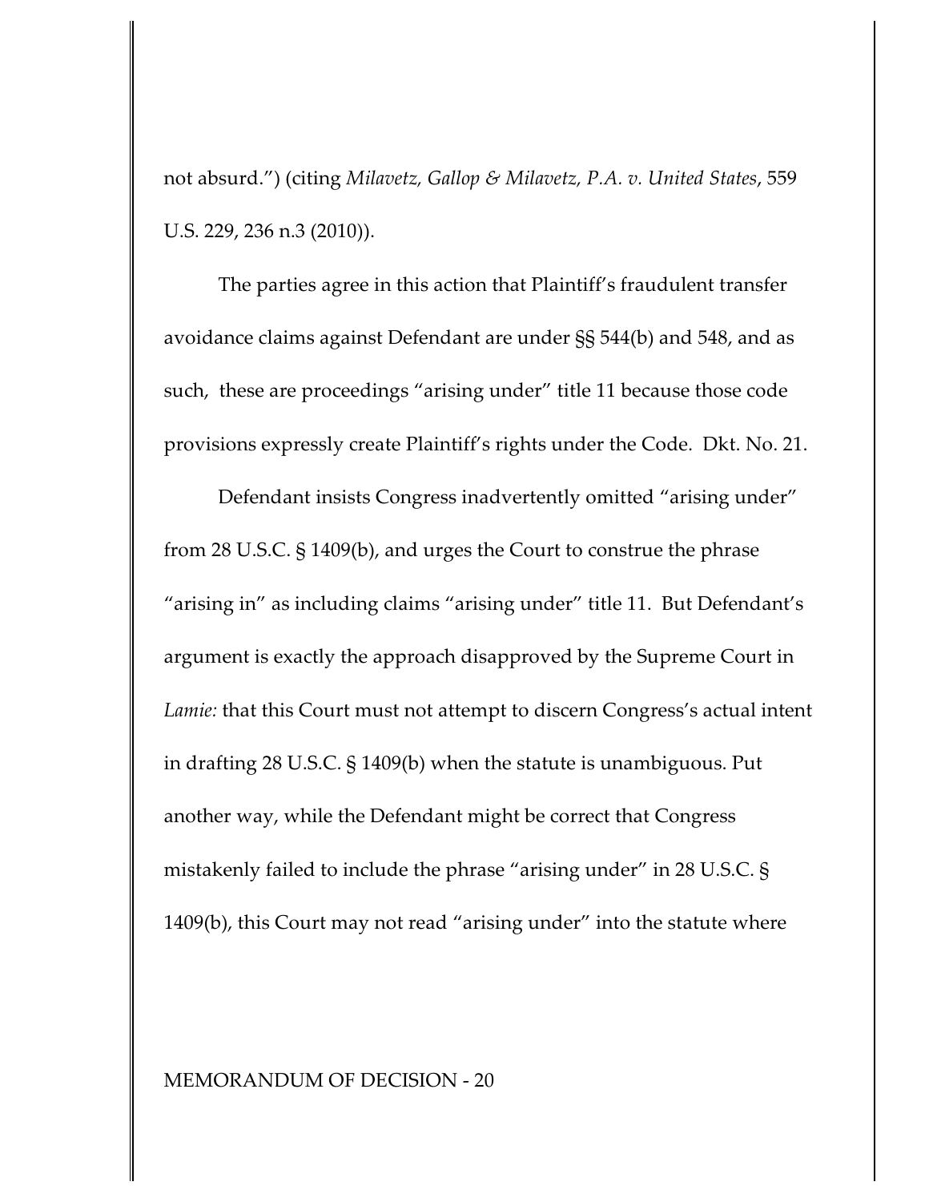not absurd.") (citing *Milavetz, Gallop & Milavetz, P.A. v. United States*, 559 U.S. 229, 236 n.3 (2010)).

The parties agree in this action that Plaintiff's fraudulent transfer avoidance claims against Defendant are under §§ 544(b) and 548, and as such, these are proceedings "arising under" title 11 because those code provisions expressly create Plaintiff's rights under the Code. Dkt. No. 21.

Defendant insists Congress inadvertently omitted "arising under" from 28 U.S.C. § 1409(b), and urges the Court to construe the phrase "arising in" as including claims "arising under" title 11. But Defendant's argument is exactly the approach disapproved by the Supreme Court in *Lamie:* that this Court must not attempt to discern Congress's actual intent in drafting 28 U.S.C. § 1409(b) when the statute is unambiguous. Put another way, while the Defendant might be correct that Congress mistakenly failed to include the phrase "arising under" in 28 U.S.C. § 1409(b), this Court may not read "arising under" into the statute where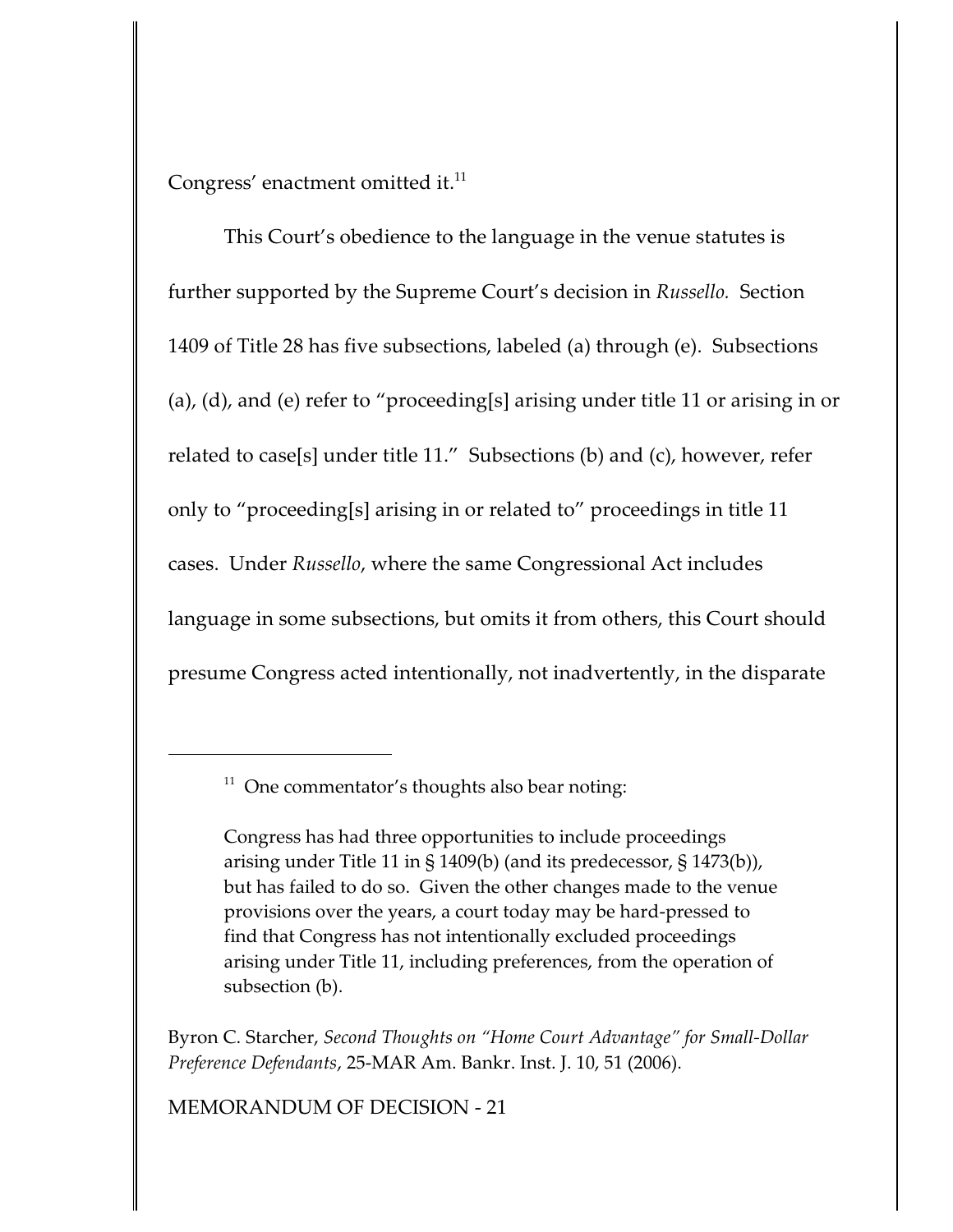Congress' enactment omitted it.[11]

This Court's obedience to the language in the venue statutes is further supported by the Supreme Court's decision in *Russello.* Section 1409 of Title 28 has five subsections, labeled (a) through (e). Subsections (a), (d), and (e) refer to "proceeding[s] arising under title 11 or arising in or related to case[s] under title 11." Subsections (b) and (c), however, refer only to "proceeding[s] arising in or related to" proceedings in title 11 cases. Under *Russello*, where the same Congressional Act includes language in some subsections, but omits it from others, this Court should presume Congress acted intentionally, not inadvertently, in the disparate

---

[11] One commentator's thoughts also bear noting:

> Congress has had three opportunities to include proceedings arising under Title 11 in § 1409(b) (and its predecessor, § 1473(b)), but has failed to do so. Given the other changes made to the venue provisions over the years, a court today may be hard-pressed to find that Congress has not intentionally excluded proceedings arising under Title 11, including preferences, from the operation of subsection (b).

Byron C. Starcher, *Second Thoughts on "Home Court Advantage" for Small-Dollar Preference Defendants*, 25-MAR Am. Bankr. Inst. J. 10, 51 (2006).

MEMORANDUM OF DECISION - 21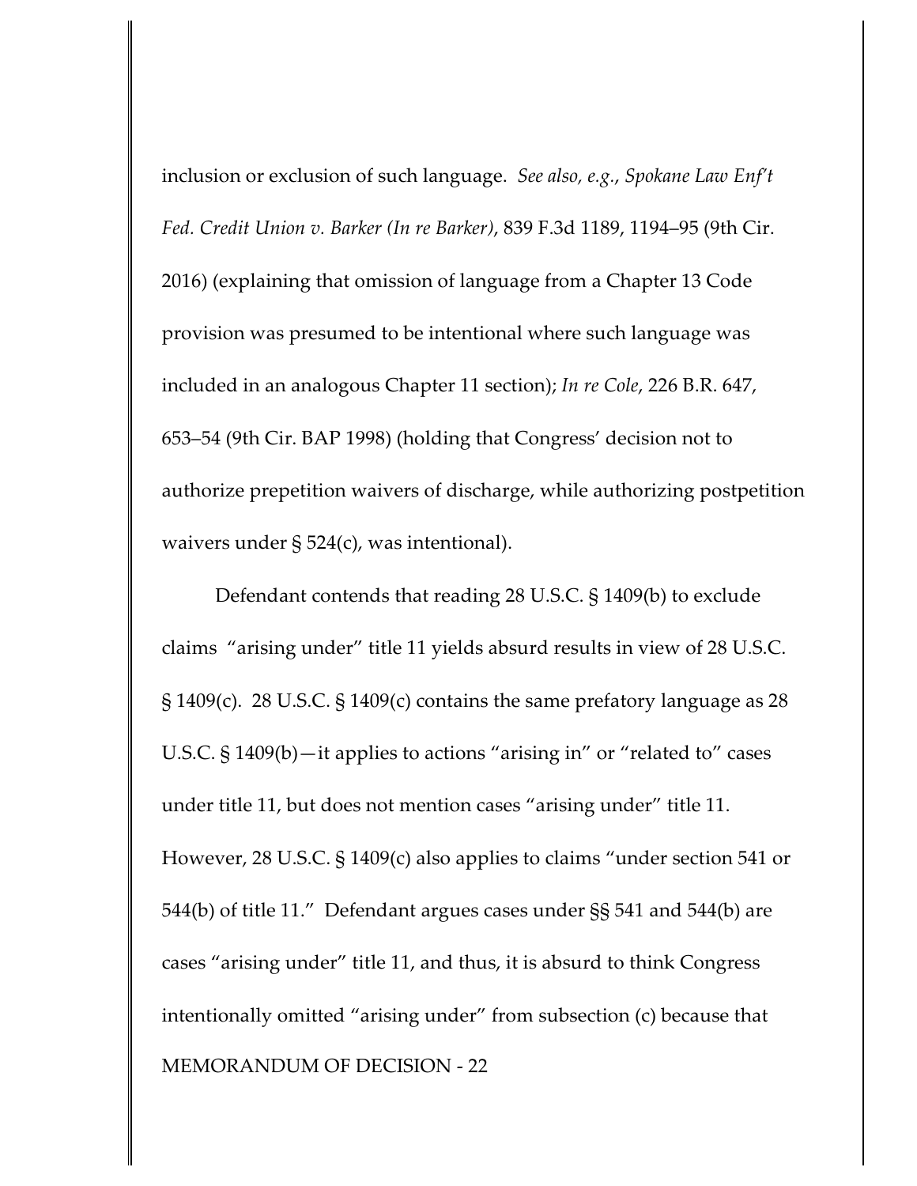inclusion or exclusion of such language. *See also, e.g.*, *Spokane Law Enf't Fed. Credit Union v. Barker (In re Barker)*, 839 F.3d 1189, 1194–95 (9th Cir. 2016) (explaining that omission of language from a Chapter 13 Code provision was presumed to be intentional where such language was included in an analogous Chapter 11 section); *In re Cole*, 226 B.R. 647, 653–54 (9th Cir. BAP 1998) (holding that Congress' decision not to authorize prepetition waivers of discharge, while authorizing postpetition waivers under § 524(c), was intentional).

Defendant contends that reading 28 U.S.C. § 1409(b) to exclude claims "arising under" title 11 yields absurd results in view of 28 U.S.C. § 1409(c). 28 U.S.C. § 1409(c) contains the same prefatory language as 28 U.S.C. § 1409(b)—it applies to actions "arising in" or "related to" cases under title 11, but does not mention cases "arising under" title 11. However, 28 U.S.C. § 1409(c) also applies to claims "under section 541 or 544(b) of title 11." Defendant argues cases under §§ 541 and 544(b) are cases "arising under" title 11, and thus, it is absurd to think Congress intentionally omitted "arising under" from subsection (c) because that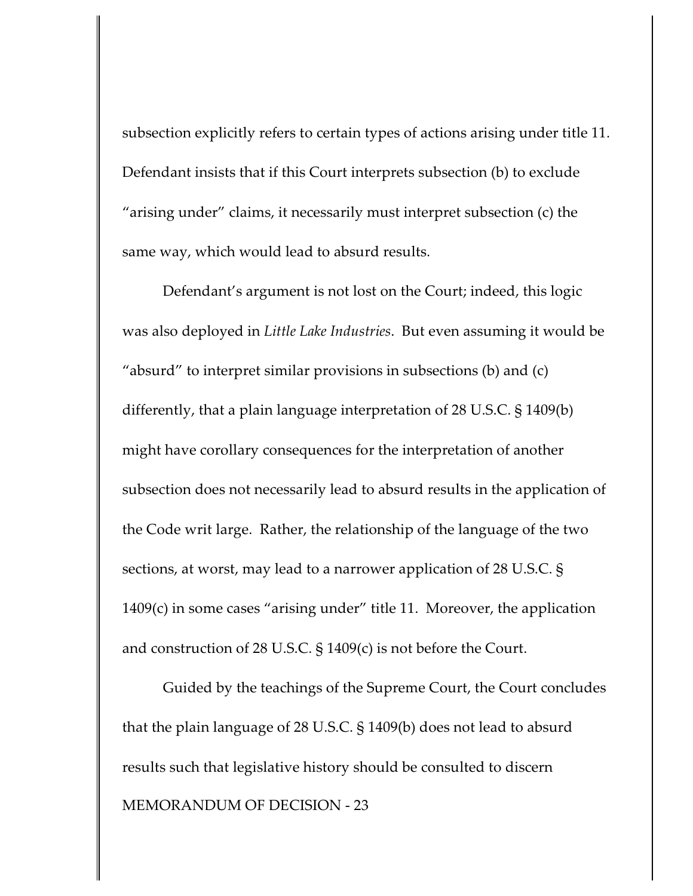subsection explicitly refers to certain types of actions arising under title 11. Defendant insists that if this Court interprets subsection (b) to exclude "arising under" claims, it necessarily must interpret subsection (c) the same way, which would lead to absurd results.

Defendant's argument is not lost on the Court; indeed, this logic was also deployed in *Little Lake Industries*. But even assuming it would be "absurd" to interpret similar provisions in subsections (b) and (c) differently, that a plain language interpretation of 28 U.S.C. § 1409(b) might have corollary consequences for the interpretation of another subsection does not necessarily lead to absurd results in the application of the Code writ large. Rather, the relationship of the language of the two sections, at worst, may lead to a narrower application of 28 U.S.C. § 1409(c) in some cases "arising under" title 11. Moreover, the application and construction of 28 U.S.C. § 1409(c) is not before the Court.

Guided by the teachings of the Supreme Court, the Court concludes that the plain language of 28 U.S.C. § 1409(b) does not lead to absurd results such that legislative history should be consulted to discern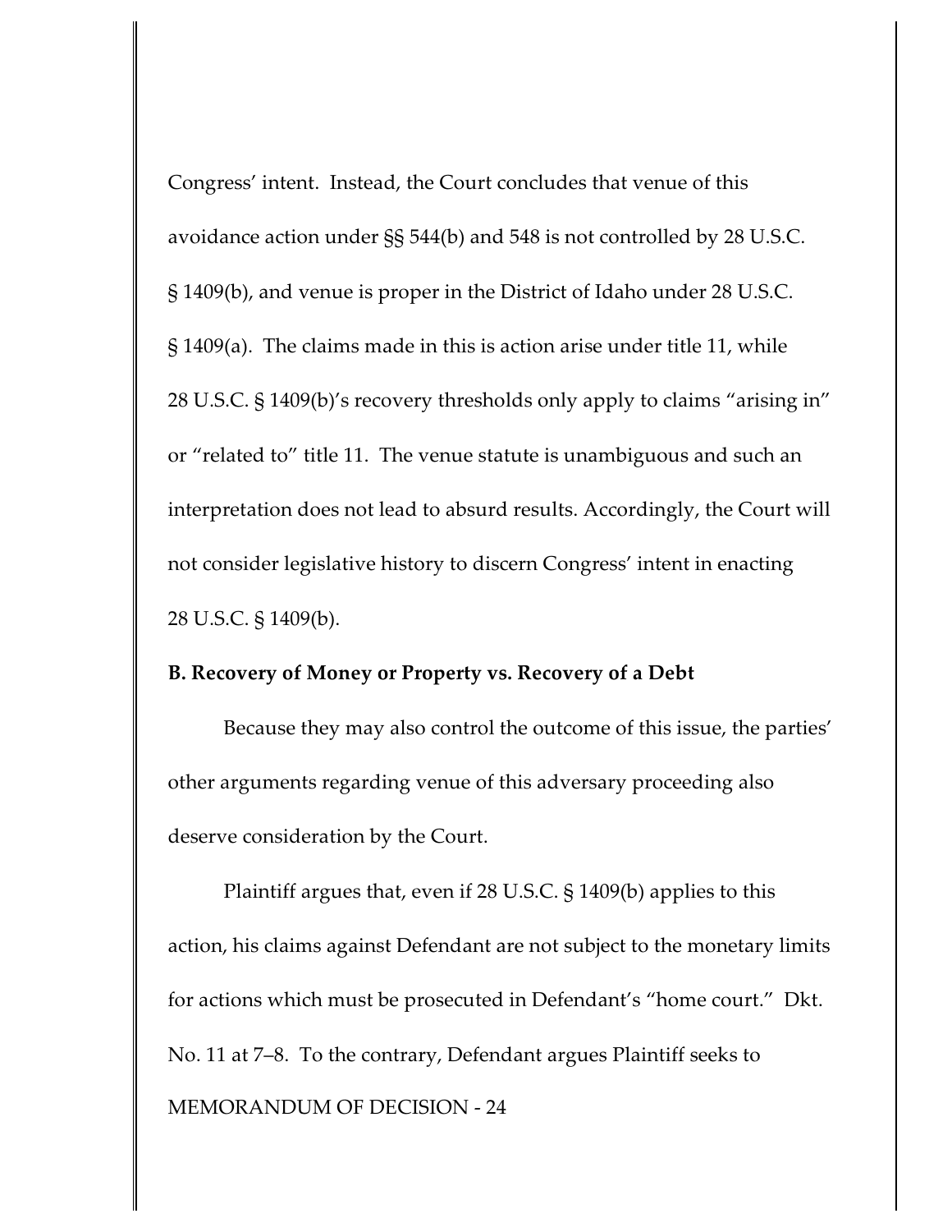Congress' intent. Instead, the Court concludes that venue of this avoidance action under §§ 544(b) and 548 is not controlled by 28 U.S.C. § 1409(b), and venue is proper in the District of Idaho under 28 U.S.C. § 1409(a). The claims made in this is action arise under title 11, while 28 U.S.C. § 1409(b)'s recovery thresholds only apply to claims "arising in" or "related to" title 11. The venue statute is unambiguous and such an interpretation does not lead to absurd results. Accordingly, the Court will not consider legislative history to discern Congress' intent in enacting 28 U.S.C. § 1409(b).

**B. Recovery of Money or Property vs. Recovery of a Debt**

Because they may also control the outcome of this issue, the parties' other arguments regarding venue of this adversary proceeding also deserve consideration by the Court.

Plaintiff argues that, even if 28 U.S.C. § 1409(b) applies to this action, his claims against Defendant are not subject to the monetary limits for actions which must be prosecuted in Defendant's "home court." Dkt. No. 11 at 7–8. To the contrary, Defendant argues Plaintiff seeks to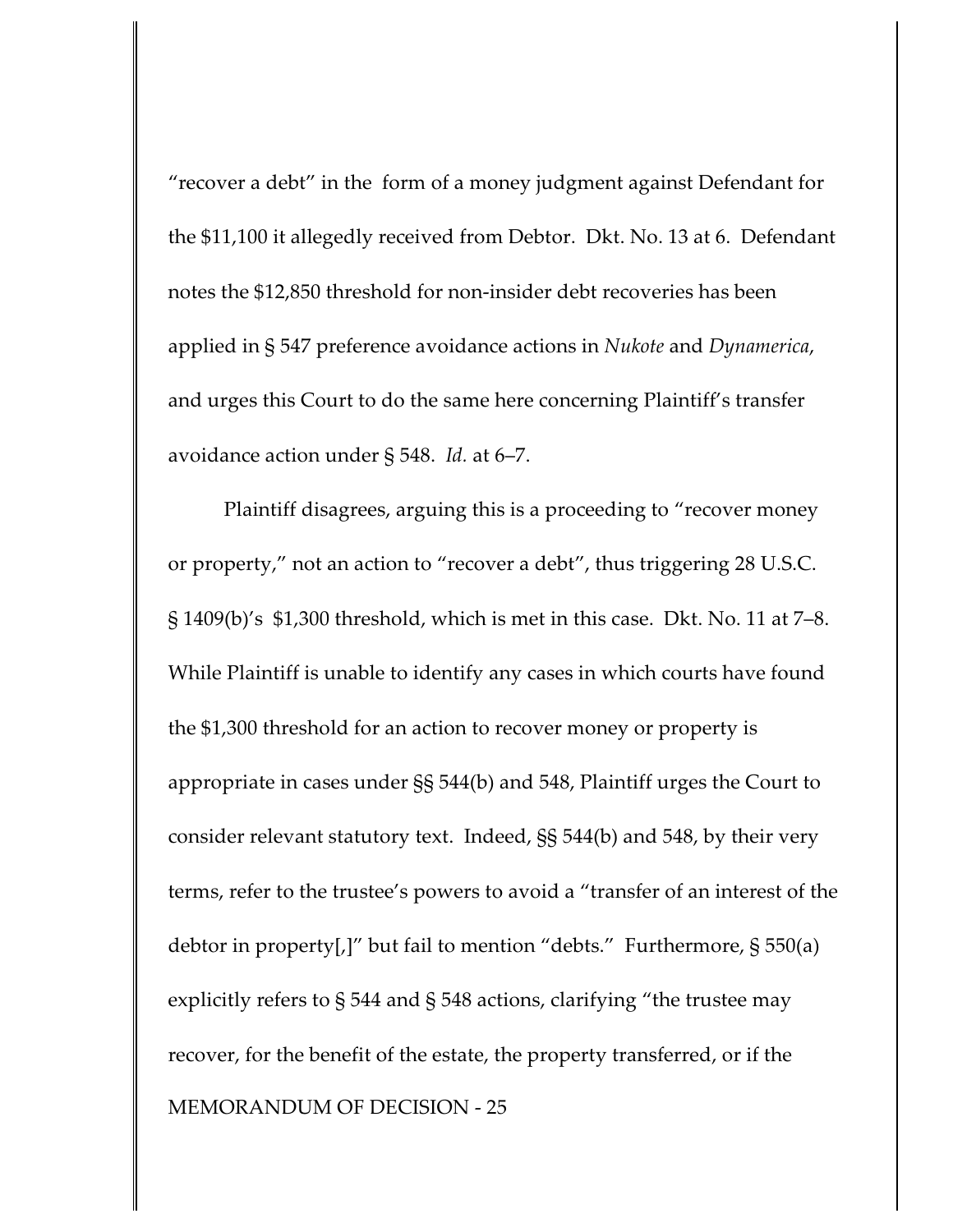"recover a debt" in the form of a money judgment against Defendant for the $11,100 it allegedly received from Debtor. Dkt. No. 13 at 6. Defendant notes the $12,850 threshold for non-insider debt recoveries has been applied in § 547 preference avoidance actions in *Nukote* and *Dynamerica*, and urges this Court to do the same here concerning Plaintiff's transfer avoidance action under § 548. *Id.* at 6–7.

Plaintiff disagrees, arguing this is a proceeding to "recover money or property," not an action to "recover a debt", thus triggering 28 U.S.C. § 1409(b)'s $1,300 threshold, which is met in this case. Dkt. No. 11 at 7–8. While Plaintiff is unable to identify any cases in which courts have found the $1,300 threshold for an action to recover money or property is appropriate in cases under §§ 544(b) and 548, Plaintiff urges the Court to consider relevant statutory text. Indeed, §§ 544(b) and 548, by their very terms, refer to the trustee's powers to avoid a "transfer of an interest of the debtor in property[,]" but fail to mention "debts." Furthermore, § 550(a) explicitly refers to § 544 and § 548 actions, clarifying "the trustee may recover, for the benefit of the estate, the property transferred, or if the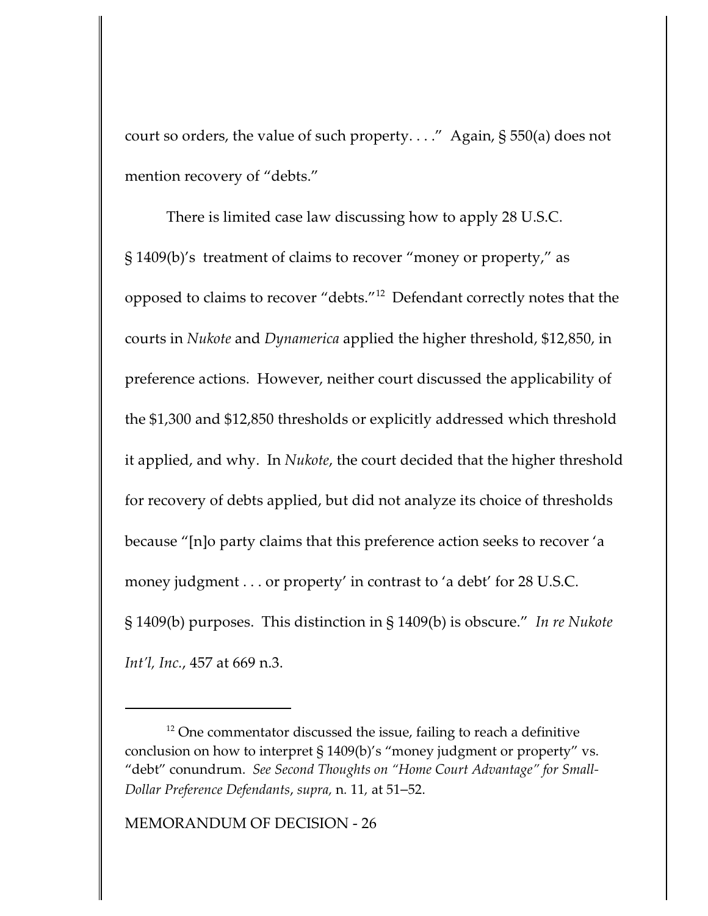court so orders, the value of such property. . . ." Again, § 550(a) does not mention recovery of "debts."

There is limited case law discussing how to apply 28 U.S.C. § 1409(b)'s treatment of claims to recover "money or property," as opposed to claims to recover "debts."[12] Defendant correctly notes that the courts in *Nukote* and *Dynamerica* applied the higher threshold, $12,850, in preference actions. However, neither court discussed the applicability of the $1,300 and $12,850 thresholds or explicitly addressed which threshold it applied, and why. In *Nukote*, the court decided that the higher threshold for recovery of debts applied, but did not analyze its choice of thresholds because "[n]o party claims that this preference action seeks to recover 'a money judgment . . . or property' in contrast to 'a debt' for 28 U.S.C. § 1409(b) purposes. This distinction in § 1409(b) is obscure." *In re Nukote Int'l, Inc.*, 457 at 669 n.3.

---

[12] One commentator discussed the issue, failing to reach a definitive conclusion on how to interpret § 1409(b)'s "money judgment or property" vs. "debt" conundrum. *See Second Thoughts on "Home Court Advantage" for Small-Dollar Preference Defendants*, *supra*, n. 11, at 51–52.

MEMORANDUM OF DECISION - 26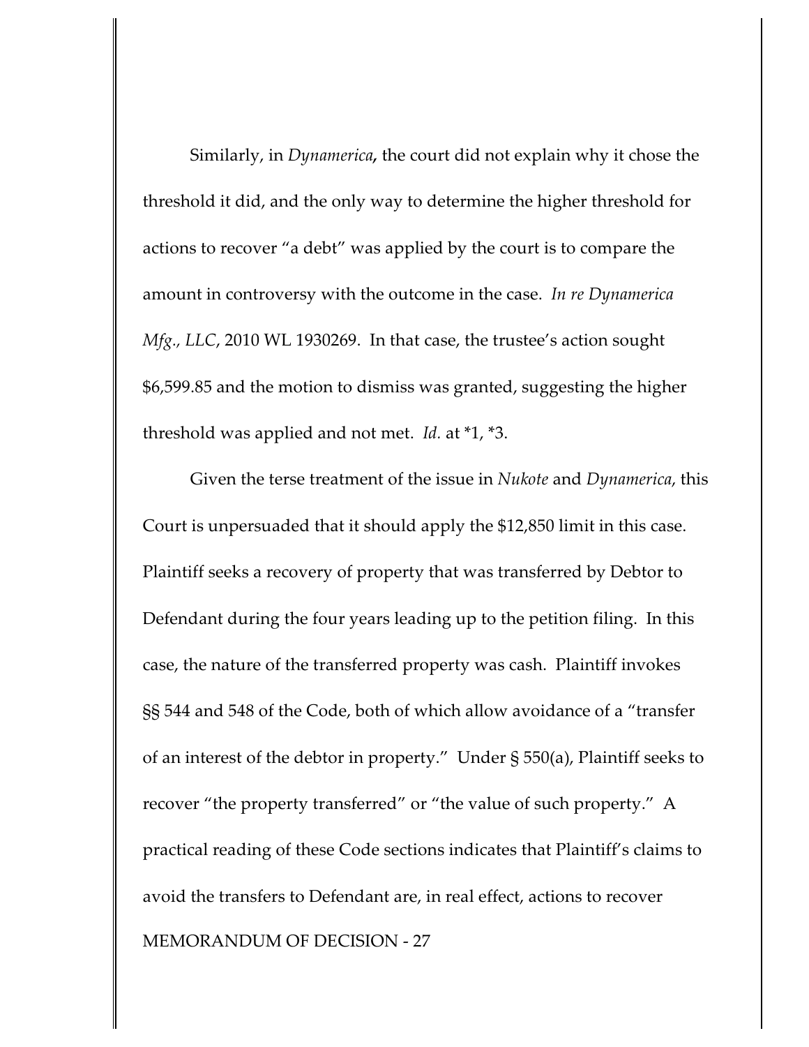Similarly, in *Dynamerica***,** the court did not explain why it chose the threshold it did, and the only way to determine the higher threshold for actions to recover "a debt" was applied by the court is to compare the amount in controversy with the outcome in the case. *In re Dynamerica Mfg., LLC*, 2010 WL 1930269. In that case, the trustee's action sought $6,599.85 and the motion to dismiss was granted, suggesting the higher threshold was applied and not met. *Id.* at *1, *3.

Given the terse treatment of the issue in *Nukote* and *Dynamerica*, this Court is unpersuaded that it should apply the $12,850 limit in this case. Plaintiff seeks a recovery of property that was transferred by Debtor to Defendant during the four years leading up to the petition filing. In this case, the nature of the transferred property was cash. Plaintiff invokes §§ 544 and 548 of the Code, both of which allow avoidance of a "transfer of an interest of the debtor in property." Under § 550(a), Plaintiff seeks to recover "the property transferred" or "the value of such property." A practical reading of these Code sections indicates that Plaintiff's claims to avoid the transfers to Defendant are, in real effect, actions to recover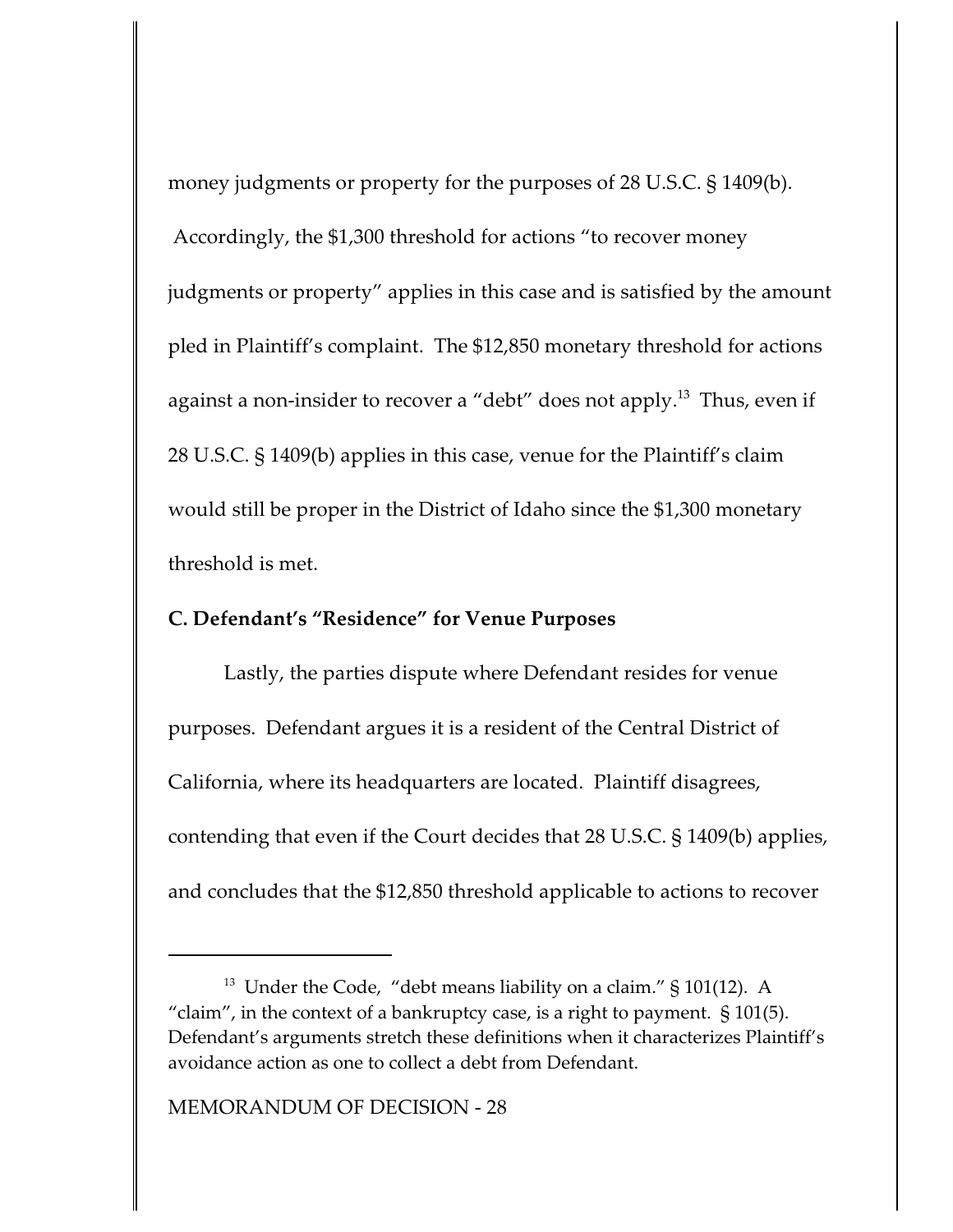money judgments or property for the purposes of 28 U.S.C. § 1409(b). Accordingly, the $1,300 threshold for actions "to recover money judgments or property" applies in this case and is satisfied by the amount pled in Plaintiff's complaint. The $12,850 monetary threshold for actions against a non-insider to recover a "debt" does not apply.[13] Thus, even if 28 U.S.C. § 1409(b) applies in this case, venue for the Plaintiff's claim would still be proper in the District of Idaho since the $1,300 monetary threshold is met.

**C. Defendant's "Residence" for Venue Purposes**

Lastly, the parties dispute where Defendant resides for venue purposes. Defendant argues it is a resident of the Central District of California, where its headquarters are located. Plaintiff disagrees, contending that even if the Court decides that 28 U.S.C. § 1409(b) applies, and concludes that the $12,850 threshold applicable to actions to recover

---

[13] Under the Code, "debt means liability on a claim." § 101(12). A "claim", in the context of a bankruptcy case, is a right to payment. § 101(5). Defendant's arguments stretch these definitions when it characterizes Plaintiff's avoidance action as one to collect a debt from Defendant.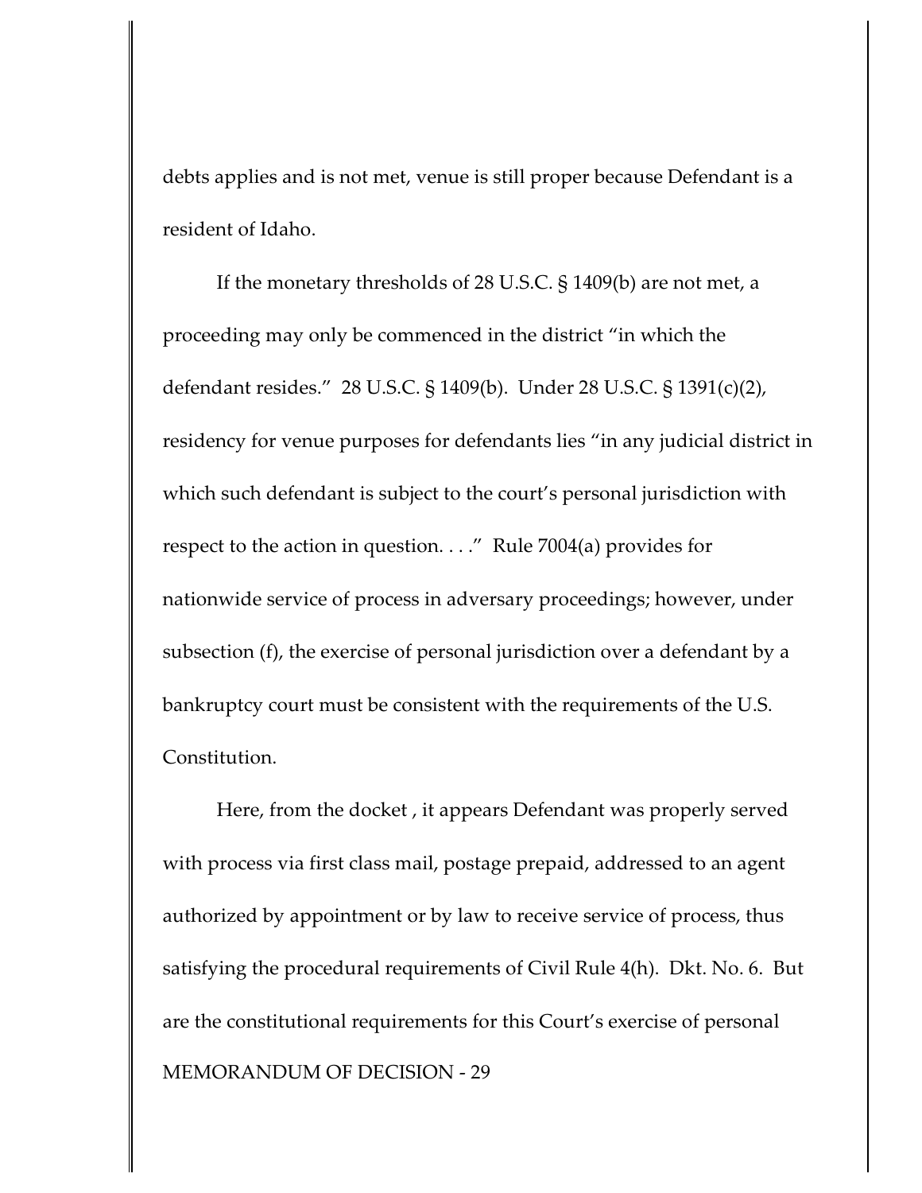debts applies and is not met, venue is still proper because Defendant is a resident of Idaho.

If the monetary thresholds of 28 U.S.C. § 1409(b) are not met, a proceeding may only be commenced in the district "in which the defendant resides." 28 U.S.C. § 1409(b). Under 28 U.S.C. § 1391(c)(2), residency for venue purposes for defendants lies "in any judicial district in which such defendant is subject to the court's personal jurisdiction with respect to the action in question. . . ." Rule 7004(a) provides for nationwide service of process in adversary proceedings; however, under subsection (f), the exercise of personal jurisdiction over a defendant by a bankruptcy court must be consistent with the requirements of the U.S. Constitution.

Here, from the docket , it appears Defendant was properly served with process via first class mail, postage prepaid, addressed to an agent authorized by appointment or by law to receive service of process, thus satisfying the procedural requirements of Civil Rule 4(h). Dkt. No. 6. But are the constitutional requirements for this Court's exercise of personal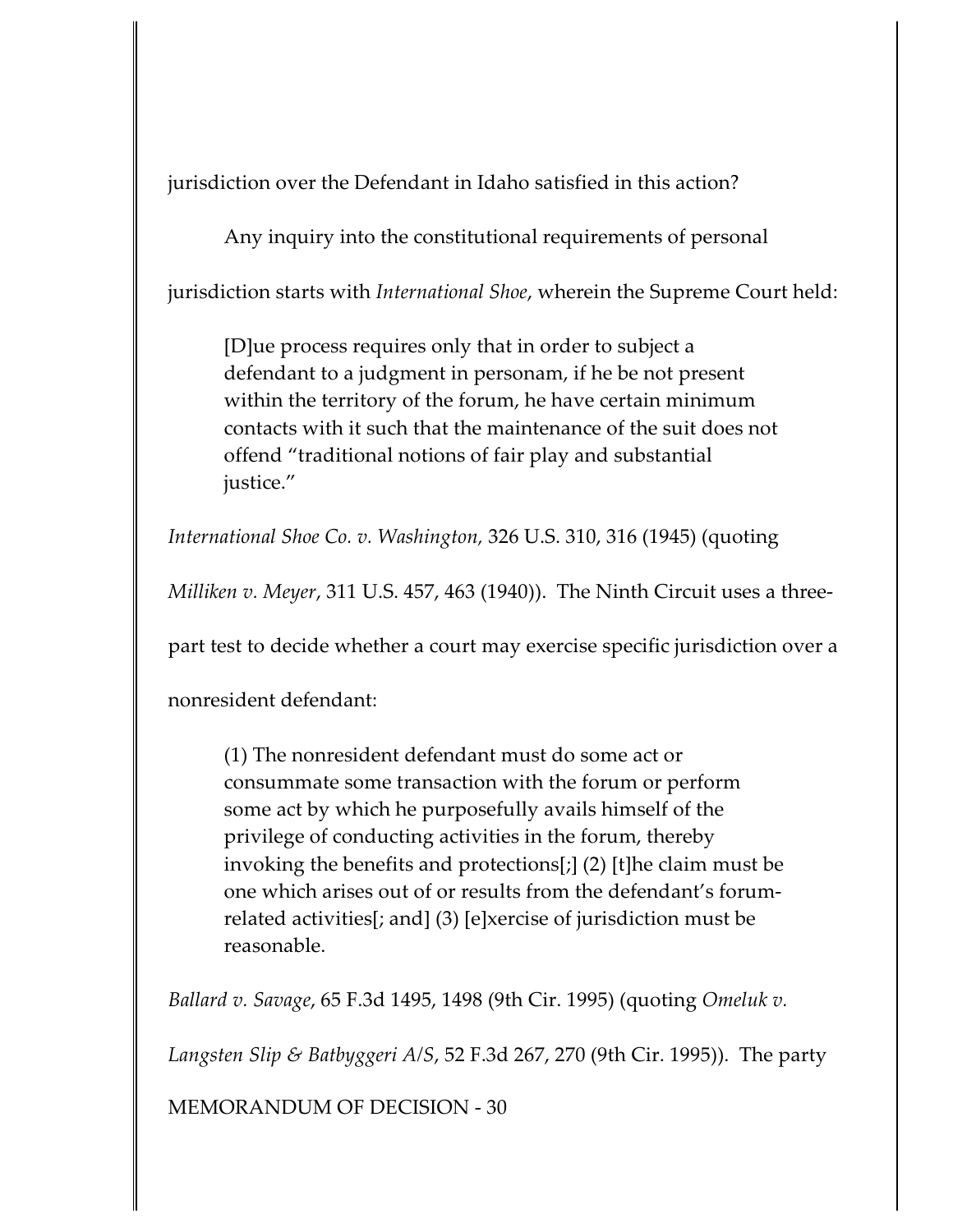jurisdiction over the Defendant in Idaho satisfied in this action?

Any inquiry into the constitutional requirements of personal jurisdiction starts with *International Shoe*, wherein the Supreme Court held:

> [D]ue process requires only that in order to subject a defendant to a judgment in personam, if he be not present within the territory of the forum, he have certain minimum contacts with it such that the maintenance of the suit does not offend "traditional notions of fair play and substantial justice."

*International Shoe Co. v. Washington*, 326 U.S. 310, 316 (1945) (quoting *Milliken v. Meyer*, 311 U.S. 457, 463 (1940)). The Ninth Circuit uses a three-part test to decide whether a court may exercise specific jurisdiction over a nonresident defendant:

> (1) The nonresident defendant must do some act or consummate some transaction with the forum or perform some act by which he purposefully avails himself of the privilege of conducting activities in the forum, thereby invoking the benefits and protections[;] (2) [t]he claim must be one which arises out of or results from the defendant's forum-related activities[; and] (3) [e]xercise of jurisdiction must be reasonable.

*Ballard v. Savage*, 65 F.3d 1495, 1498 (9th Cir. 1995) (quoting *Omeluk v. Langsten Slip & Batbyggeri A/S*, 52 F.3d 267, 270 (9th Cir. 1995)). The party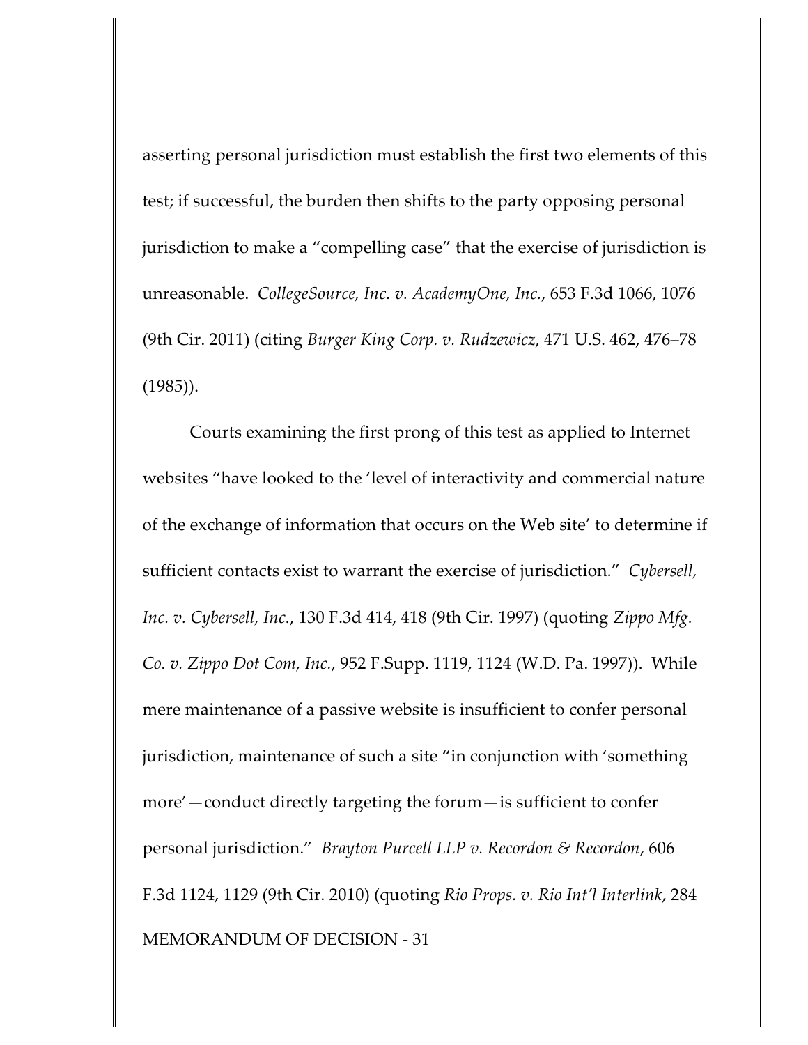asserting personal jurisdiction must establish the first two elements of this test; if successful, the burden then shifts to the party opposing personal jurisdiction to make a "compelling case" that the exercise of jurisdiction is unreasonable. *CollegeSource, Inc. v. AcademyOne, Inc.*, 653 F.3d 1066, 1076 (9th Cir. 2011) (citing *Burger King Corp. v. Rudzewicz*, 471 U.S. 462, 476–78 (1985)).

Courts examining the first prong of this test as applied to Internet websites "have looked to the 'level of interactivity and commercial nature of the exchange of information that occurs on the Web site' to determine if sufficient contacts exist to warrant the exercise of jurisdiction." *Cybersell, Inc. v. Cybersell, Inc.*, 130 F.3d 414, 418 (9th Cir. 1997) (quoting *Zippo Mfg. Co. v. Zippo Dot Com, Inc.*, 952 F.Supp. 1119, 1124 (W.D. Pa. 1997)). While mere maintenance of a passive website is insufficient to confer personal jurisdiction, maintenance of such a site "in conjunction with 'something more'—conduct directly targeting the forum—is sufficient to confer personal jurisdiction." *Brayton Purcell LLP v. Recordon & Recordon*, 606 F.3d 1124, 1129 (9th Cir. 2010) (quoting *Rio Props. v. Rio Int'l Interlink*, 284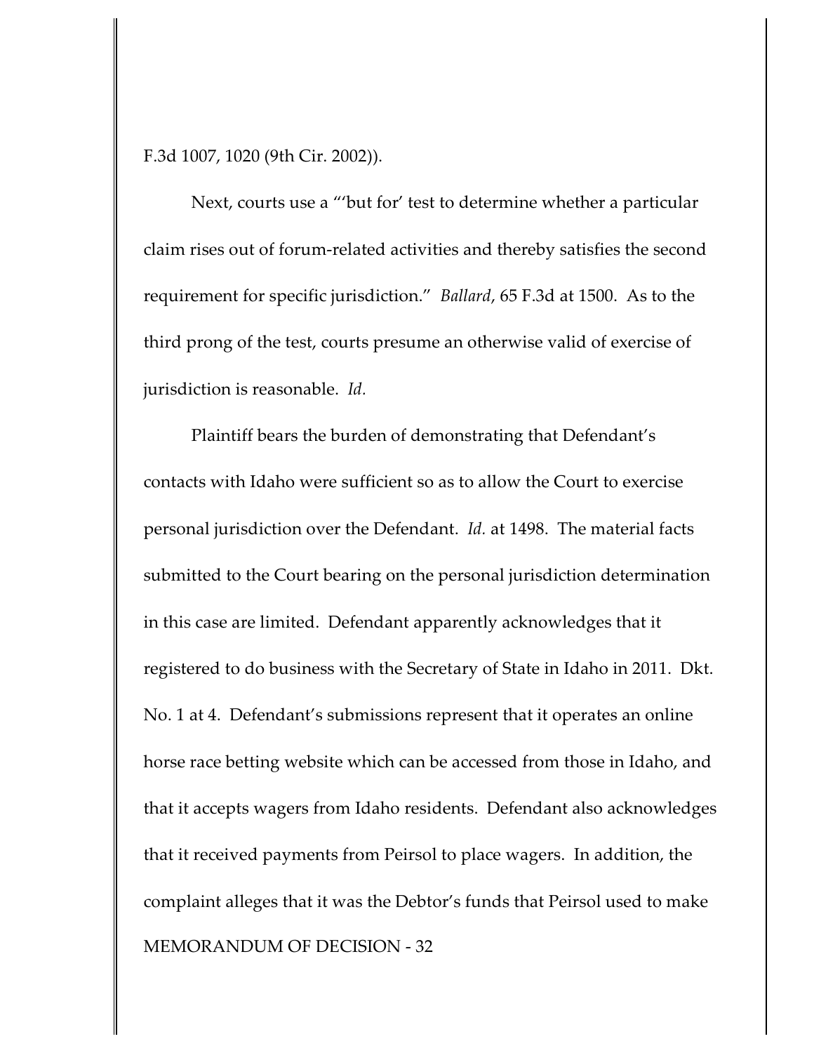F.3d 1007, 1020 (9th Cir. 2002)).

Next, courts use a "'but for' test to determine whether a particular claim rises out of forum-related activities and thereby satisfies the second requirement for specific jurisdiction." *Ballard*, 65 F.3d at 1500. As to the third prong of the test, courts presume an otherwise valid of exercise of jurisdiction is reasonable. *Id.*

Plaintiff bears the burden of demonstrating that Defendant's contacts with Idaho were sufficient so as to allow the Court to exercise personal jurisdiction over the Defendant. *Id.* at 1498. The material facts submitted to the Court bearing on the personal jurisdiction determination in this case are limited. Defendant apparently acknowledges that it registered to do business with the Secretary of State in Idaho in 2011. Dkt. No. 1 at 4. Defendant's submissions represent that it operates an online horse race betting website which can be accessed from those in Idaho, and that it accepts wagers from Idaho residents. Defendant also acknowledges that it received payments from Peirsol to place wagers. In addition, the complaint alleges that it was the Debtor's funds that Peirsol used to make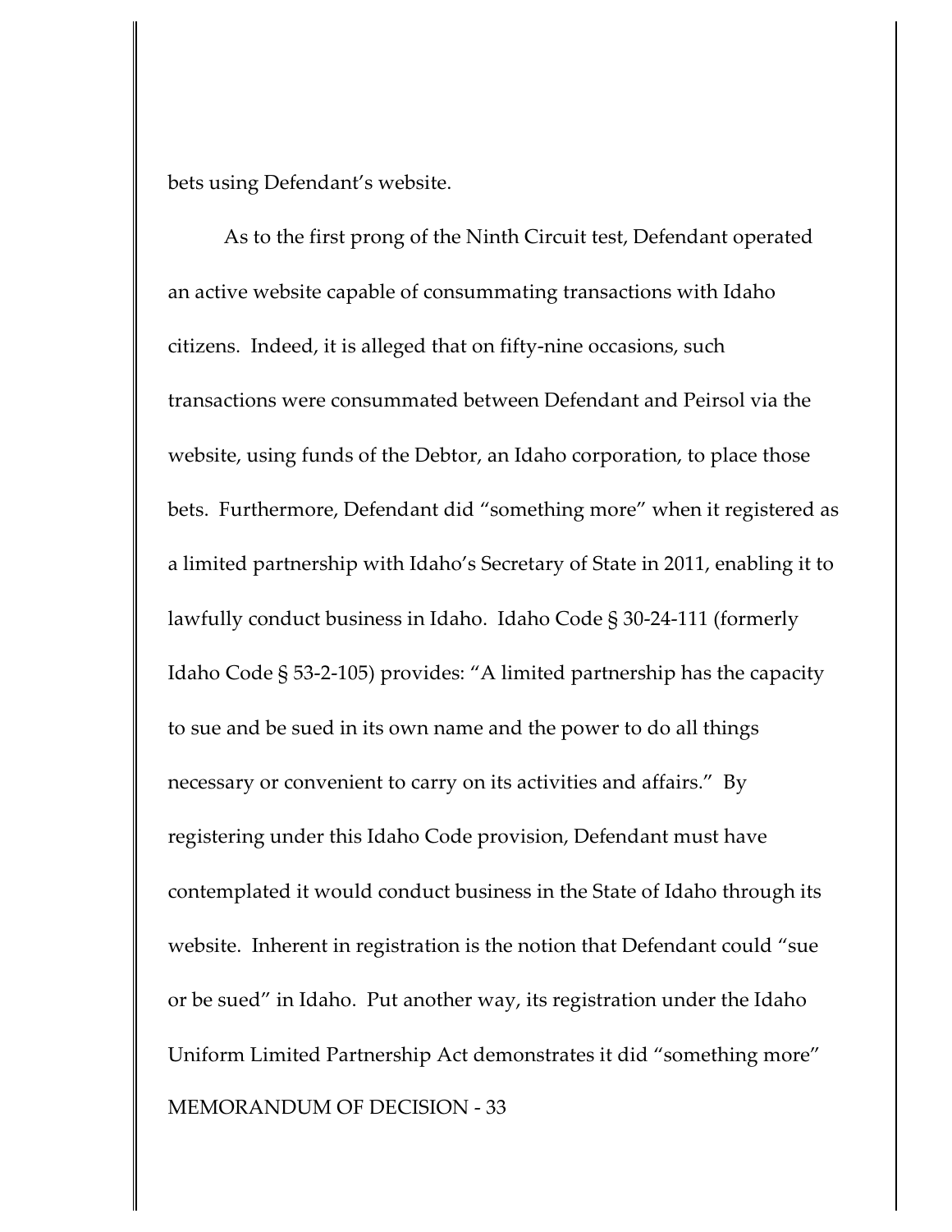bets using Defendant's website.

As to the first prong of the Ninth Circuit test, Defendant operated an active website capable of consummating transactions with Idaho citizens. Indeed, it is alleged that on fifty-nine occasions, such transactions were consummated between Defendant and Peirsol via the website, using funds of the Debtor, an Idaho corporation, to place those bets. Furthermore, Defendant did "something more" when it registered as a limited partnership with Idaho's Secretary of State in 2011, enabling it to lawfully conduct business in Idaho. Idaho Code § 30-24-111 (formerly Idaho Code § 53-2-105) provides: "A limited partnership has the capacity to sue and be sued in its own name and the power to do all things necessary or convenient to carry on its activities and affairs." By registering under this Idaho Code provision, Defendant must have contemplated it would conduct business in the State of Idaho through its website. Inherent in registration is the notion that Defendant could "sue or be sued" in Idaho. Put another way, its registration under the Idaho Uniform Limited Partnership Act demonstrates it did "something more"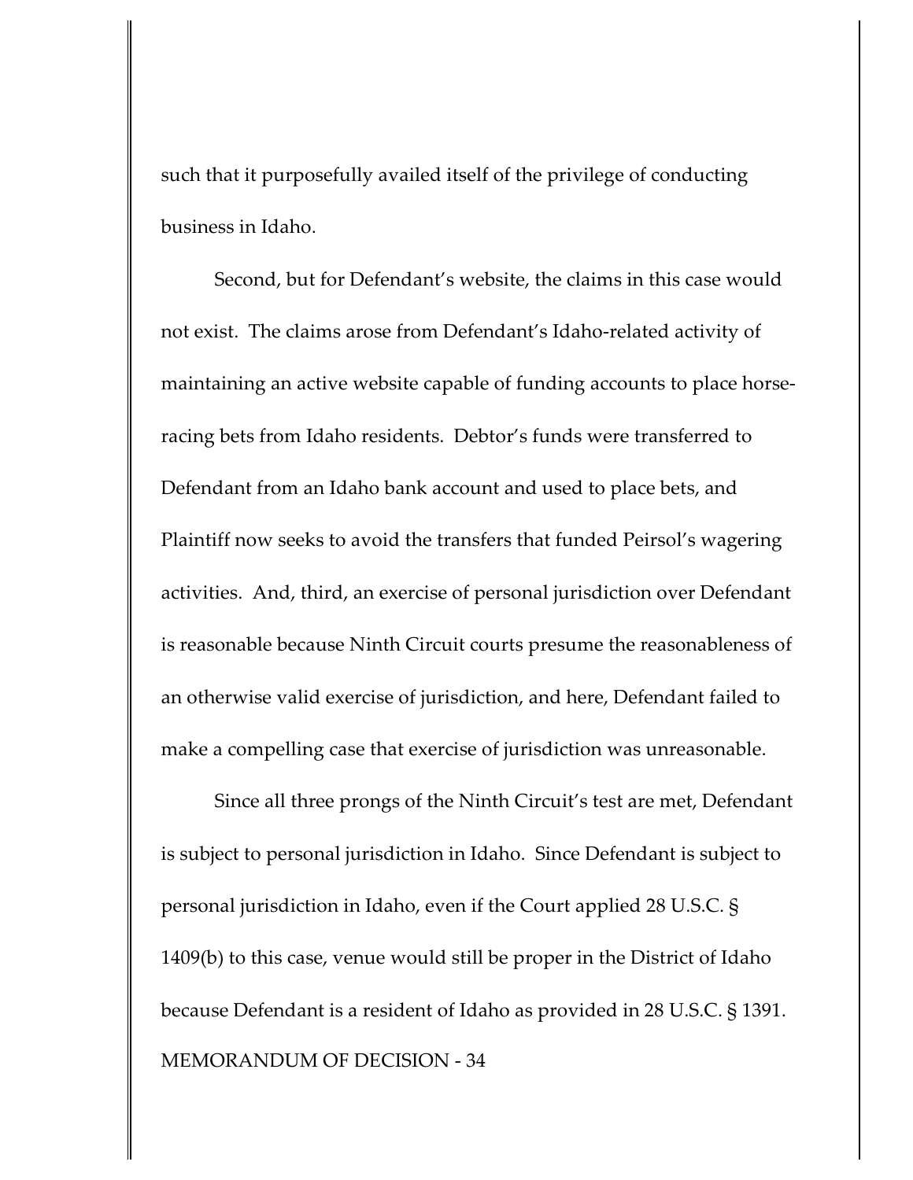such that it purposefully availed itself of the privilege of conducting business in Idaho.

Second, but for Defendant's website, the claims in this case would not exist. The claims arose from Defendant's Idaho-related activity of maintaining an active website capable of funding accounts to place horse-racing bets from Idaho residents. Debtor's funds were transferred to Defendant from an Idaho bank account and used to place bets, and Plaintiff now seeks to avoid the transfers that funded Peirsol's wagering activities. And, third, an exercise of personal jurisdiction over Defendant is reasonable because Ninth Circuit courts presume the reasonableness of an otherwise valid exercise of jurisdiction, and here, Defendant failed to make a compelling case that exercise of jurisdiction was unreasonable.

Since all three prongs of the Ninth Circuit's test are met, Defendant is subject to personal jurisdiction in Idaho. Since Defendant is subject to personal jurisdiction in Idaho, even if the Court applied 28 U.S.C. § 1409(b) to this case, venue would still be proper in the District of Idaho because Defendant is a resident of Idaho as provided in 28 U.S.C. § 1391.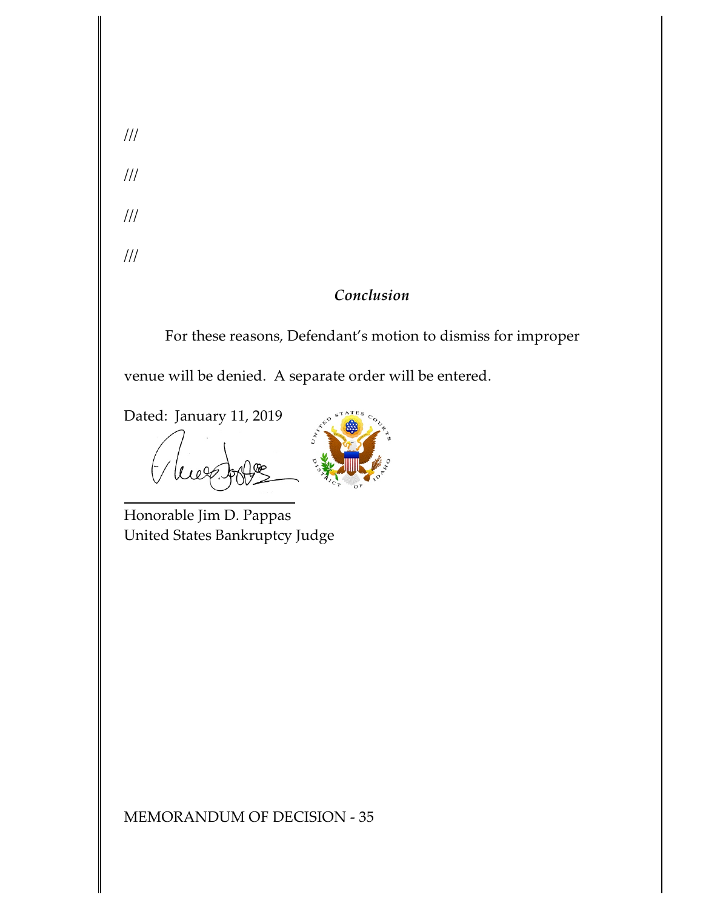///

///

///

///

### *Conclusion*

For these reasons, Defendant's motion to dismiss for improper venue will be denied. A separate order will be entered.

Dated: January 11, 2019

Honorable Jim D. Pappas
United States Bankruptcy Judge

MEMORANDUM OF DECISION - 35